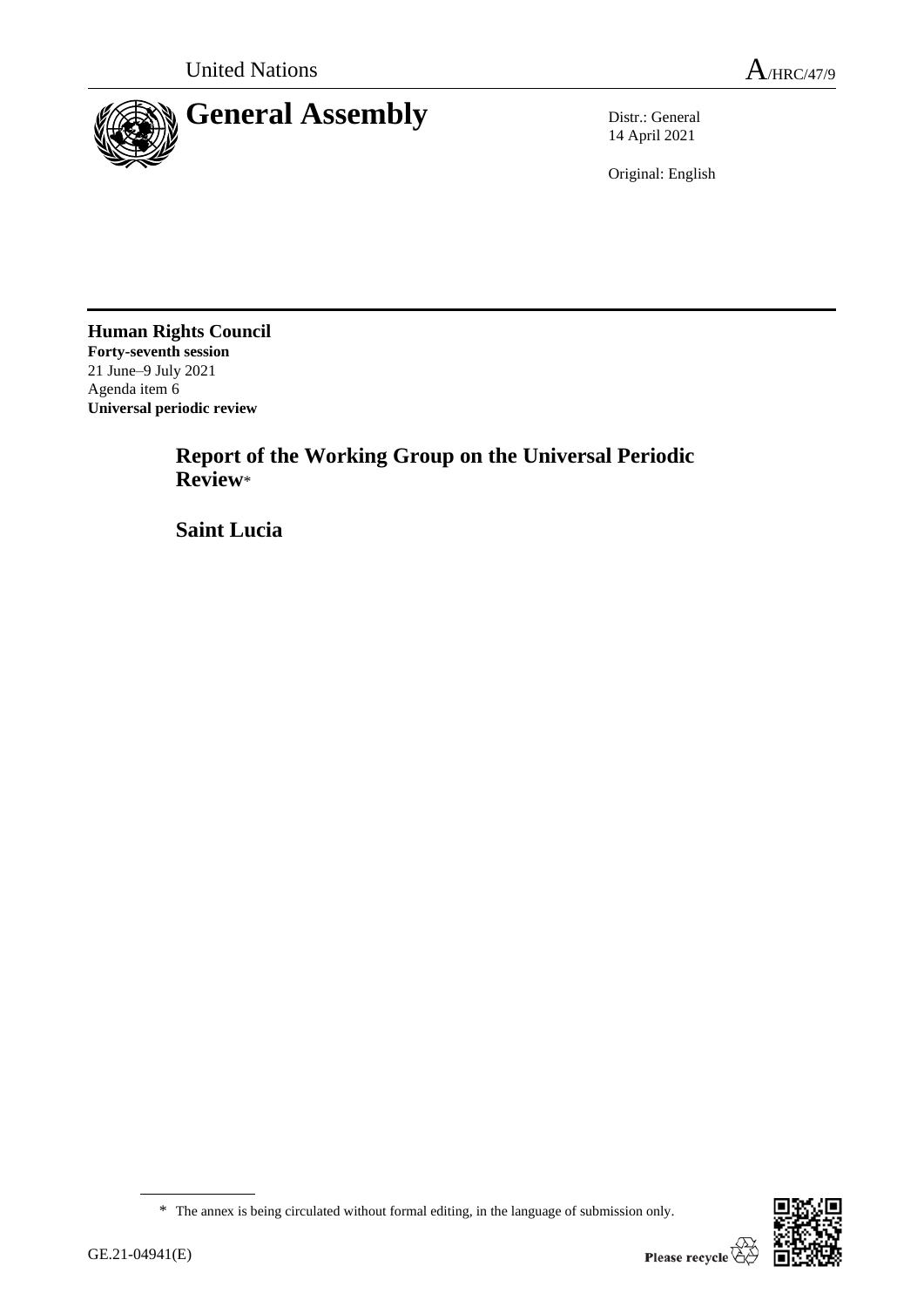United Nations A/HRC/47/9

# General Assembly

Distr.: General
14 April 2021

Original: English

**Human Rights Council**
**Forty-seventh session**
21 June–9 July 2021
Agenda item 6
**Universal periodic review**

## Report of the Working Group on the Universal Periodic Review*

## Saint Lucia

\* The annex is being circulated without formal editing, in the language of submission only.

GE.21-04941(E)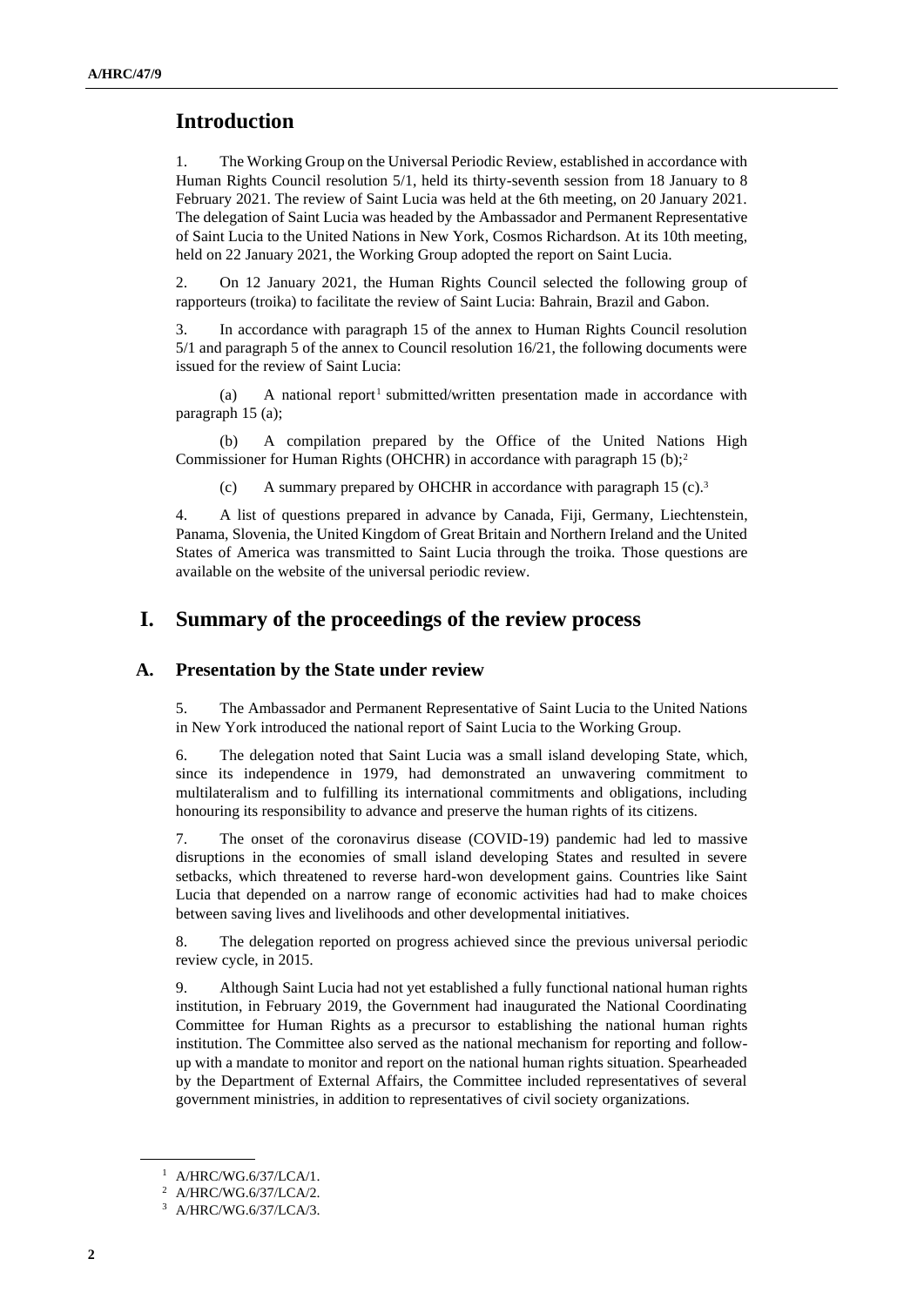# Introduction

1. The Working Group on the Universal Periodic Review, established in accordance with Human Rights Council resolution 5/1, held its thirty-seventh session from 18 January to 8 February 2021. The review of Saint Lucia was held at the 6th meeting, on 20 January 2021. The delegation of Saint Lucia was headed by the Ambassador and Permanent Representative of Saint Lucia to the United Nations in New York, Cosmos Richardson. At its 10th meeting, held on 22 January 2021, the Working Group adopted the report on Saint Lucia.

2. On 12 January 2021, the Human Rights Council selected the following group of rapporteurs (troika) to facilitate the review of Saint Lucia: Bahrain, Brazil and Gabon.

3. In accordance with paragraph 15 of the annex to Human Rights Council resolution 5/1 and paragraph 5 of the annex to Council resolution 16/21, the following documents were issued for the review of Saint Lucia:

(a) A national report[1] submitted/written presentation made in accordance with paragraph 15 (a);

(b) A compilation prepared by the Office of the United Nations High Commissioner for Human Rights (OHCHR) in accordance with paragraph 15 (b);[2]

(c) A summary prepared by OHCHR in accordance with paragraph 15 (c).[3]

4. A list of questions prepared in advance by Canada, Fiji, Germany, Liechtenstein, Panama, Slovenia, the United Kingdom of Great Britain and Northern Ireland and the United States of America was transmitted to Saint Lucia through the troika. Those questions are available on the website of the universal periodic review.

# I. Summary of the proceedings of the review process

## A. Presentation by the State under review

5. The Ambassador and Permanent Representative of Saint Lucia to the United Nations in New York introduced the national report of Saint Lucia to the Working Group.

6. The delegation noted that Saint Lucia was a small island developing State, which, since its independence in 1979, had demonstrated an unwavering commitment to multilateralism and to fulfilling its international commitments and obligations, including honouring its responsibility to advance and preserve the human rights of its citizens.

7. The onset of the coronavirus disease (COVID-19) pandemic had led to massive disruptions in the economies of small island developing States and resulted in severe setbacks, which threatened to reverse hard-won development gains. Countries like Saint Lucia that depended on a narrow range of economic activities had had to make choices between saving lives and livelihoods and other developmental initiatives.

8. The delegation reported on progress achieved since the previous universal periodic review cycle, in 2015.

9. Although Saint Lucia had not yet established a fully functional national human rights institution, in February 2019, the Government had inaugurated the National Coordinating Committee for Human Rights as a precursor to establishing the national human rights institution. The Committee also served as the national mechanism for reporting and follow-up with a mandate to monitor and report on the national human rights situation. Spearheaded by the Department of External Affairs, the Committee included representatives of several government ministries, in addition to representatives of civil society organizations.

---

[1] A/HRC/WG.6/37/LCA/1.

[2] A/HRC/WG.6/37/LCA/2.

[3] A/HRC/WG.6/37/LCA/3.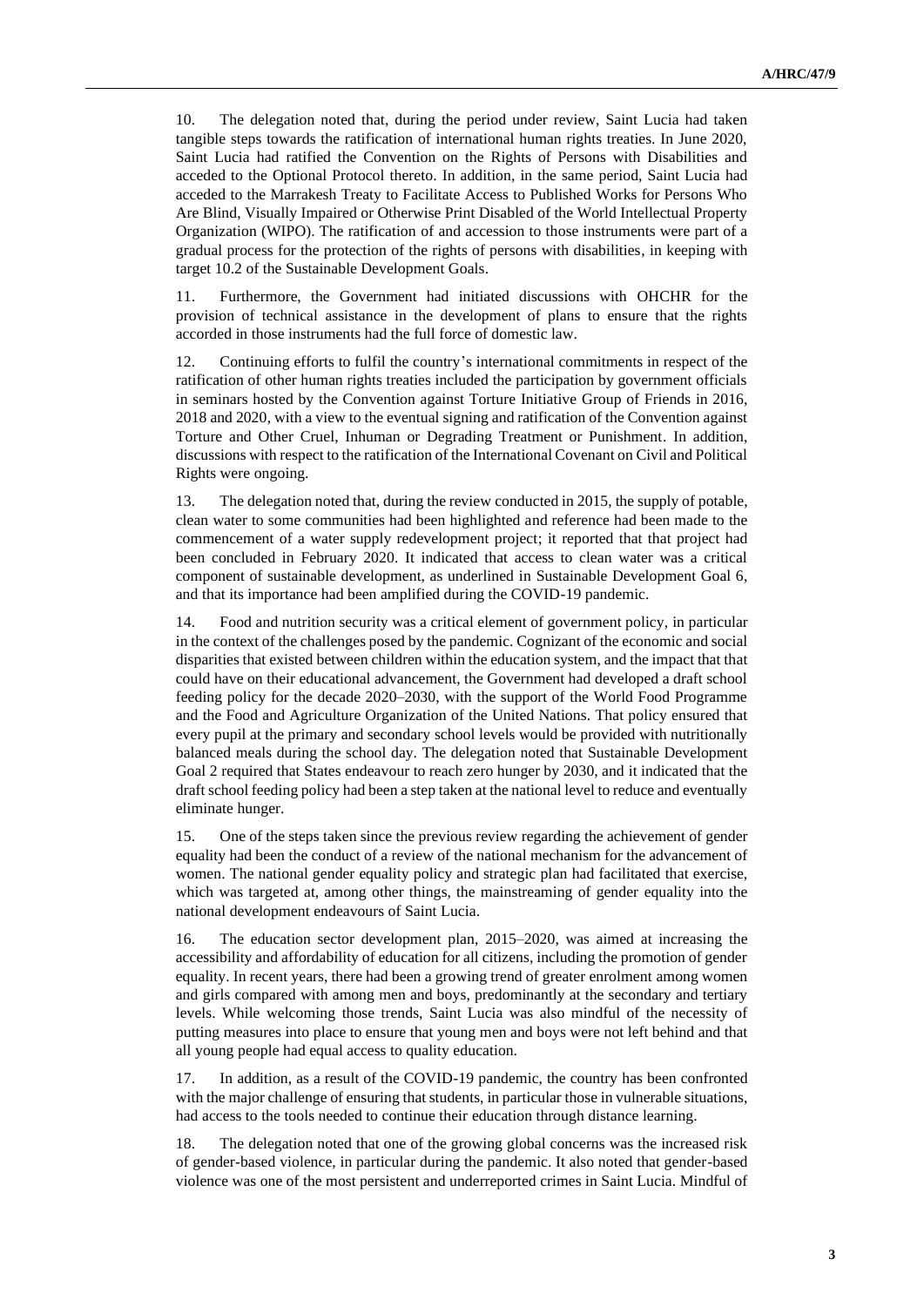10. The delegation noted that, during the period under review, Saint Lucia had taken tangible steps towards the ratification of international human rights treaties. In June 2020, Saint Lucia had ratified the Convention on the Rights of Persons with Disabilities and acceded to the Optional Protocol thereto. In addition, in the same period, Saint Lucia had acceded to the Marrakesh Treaty to Facilitate Access to Published Works for Persons Who Are Blind, Visually Impaired or Otherwise Print Disabled of the World Intellectual Property Organization (WIPO). The ratification of and accession to those instruments were part of a gradual process for the protection of the rights of persons with disabilities, in keeping with target 10.2 of the Sustainable Development Goals.

11. Furthermore, the Government had initiated discussions with OHCHR for the provision of technical assistance in the development of plans to ensure that the rights accorded in those instruments had the full force of domestic law.

12. Continuing efforts to fulfil the country's international commitments in respect of the ratification of other human rights treaties included the participation by government officials in seminars hosted by the Convention against Torture Initiative Group of Friends in 2016, 2018 and 2020, with a view to the eventual signing and ratification of the Convention against Torture and Other Cruel, Inhuman or Degrading Treatment or Punishment. In addition, discussions with respect to the ratification of the International Covenant on Civil and Political Rights were ongoing.

13. The delegation noted that, during the review conducted in 2015, the supply of potable, clean water to some communities had been highlighted and reference had been made to the commencement of a water supply redevelopment project; it reported that that project had been concluded in February 2020. It indicated that access to clean water was a critical component of sustainable development, as underlined in Sustainable Development Goal 6, and that its importance had been amplified during the COVID-19 pandemic.

14. Food and nutrition security was a critical element of government policy, in particular in the context of the challenges posed by the pandemic. Cognizant of the economic and social disparities that existed between children within the education system, and the impact that that could have on their educational advancement, the Government had developed a draft school feeding policy for the decade 2020–2030, with the support of the World Food Programme and the Food and Agriculture Organization of the United Nations. That policy ensured that every pupil at the primary and secondary school levels would be provided with nutritionally balanced meals during the school day. The delegation noted that Sustainable Development Goal 2 required that States endeavour to reach zero hunger by 2030, and it indicated that the draft school feeding policy had been a step taken at the national level to reduce and eventually eliminate hunger.

15. One of the steps taken since the previous review regarding the achievement of gender equality had been the conduct of a review of the national mechanism for the advancement of women. The national gender equality policy and strategic plan had facilitated that exercise, which was targeted at, among other things, the mainstreaming of gender equality into the national development endeavours of Saint Lucia.

16. The education sector development plan, 2015–2020, was aimed at increasing the accessibility and affordability of education for all citizens, including the promotion of gender equality. In recent years, there had been a growing trend of greater enrolment among women and girls compared with among men and boys, predominantly at the secondary and tertiary levels. While welcoming those trends, Saint Lucia was also mindful of the necessity of putting measures into place to ensure that young men and boys were not left behind and that all young people had equal access to quality education.

17. In addition, as a result of the COVID-19 pandemic, the country has been confronted with the major challenge of ensuring that students, in particular those in vulnerable situations, had access to the tools needed to continue their education through distance learning.

18. The delegation noted that one of the growing global concerns was the increased risk of gender-based violence, in particular during the pandemic. It also noted that gender-based violence was one of the most persistent and underreported crimes in Saint Lucia. Mindful of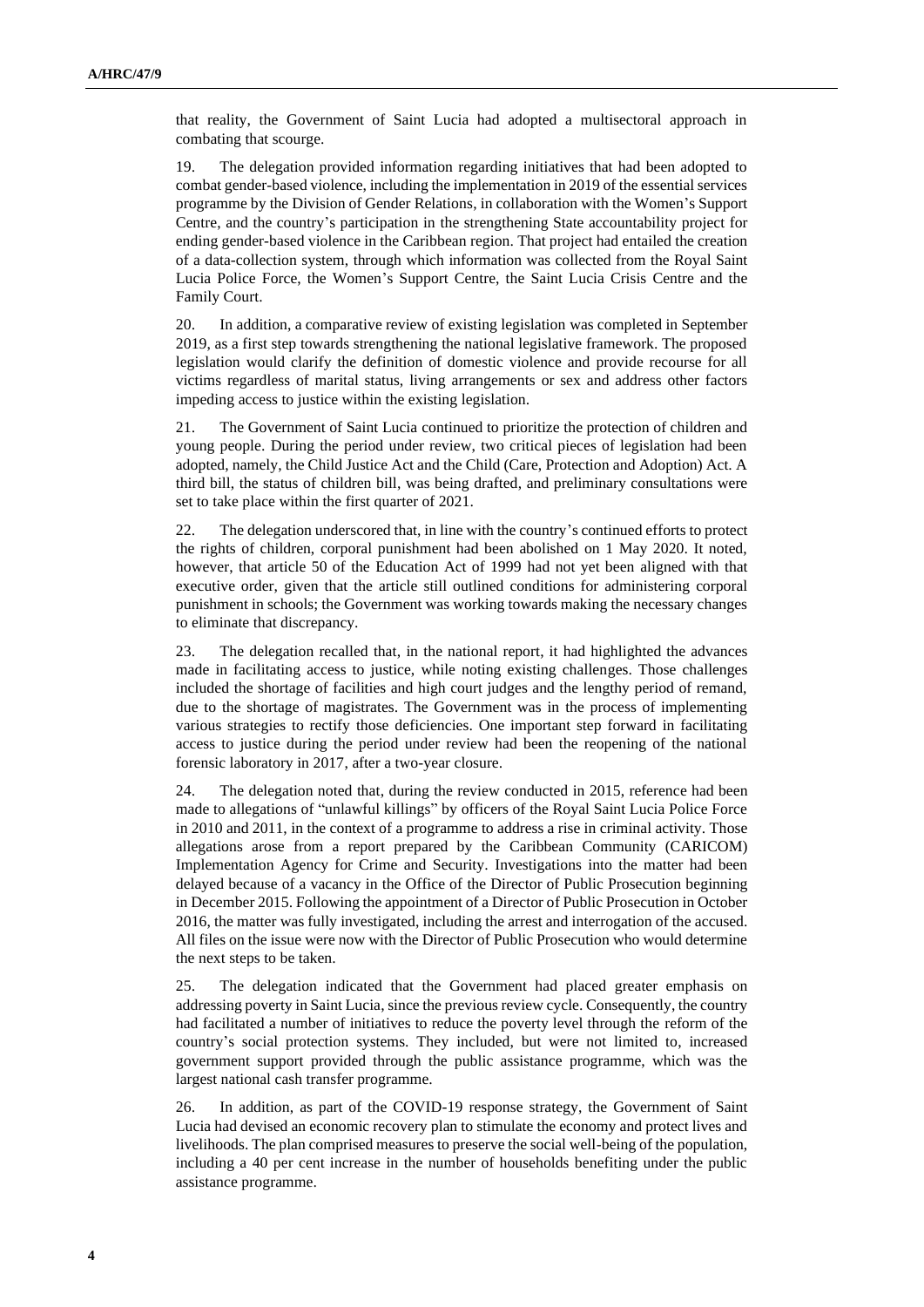that reality, the Government of Saint Lucia had adopted a multisectoral approach in combating that scourge.

19. The delegation provided information regarding initiatives that had been adopted to combat gender-based violence, including the implementation in 2019 of the essential services programme by the Division of Gender Relations, in collaboration with the Women's Support Centre, and the country's participation in the strengthening State accountability project for ending gender-based violence in the Caribbean region. That project had entailed the creation of a data-collection system, through which information was collected from the Royal Saint Lucia Police Force, the Women's Support Centre, the Saint Lucia Crisis Centre and the Family Court.

20. In addition, a comparative review of existing legislation was completed in September 2019, as a first step towards strengthening the national legislative framework. The proposed legislation would clarify the definition of domestic violence and provide recourse for all victims regardless of marital status, living arrangements or sex and address other factors impeding access to justice within the existing legislation.

21. The Government of Saint Lucia continued to prioritize the protection of children and young people. During the period under review, two critical pieces of legislation had been adopted, namely, the Child Justice Act and the Child (Care, Protection and Adoption) Act. A third bill, the status of children bill, was being drafted, and preliminary consultations were set to take place within the first quarter of 2021.

22. The delegation underscored that, in line with the country's continued efforts to protect the rights of children, corporal punishment had been abolished on 1 May 2020. It noted, however, that article 50 of the Education Act of 1999 had not yet been aligned with that executive order, given that the article still outlined conditions for administering corporal punishment in schools; the Government was working towards making the necessary changes to eliminate that discrepancy.

23. The delegation recalled that, in the national report, it had highlighted the advances made in facilitating access to justice, while noting existing challenges. Those challenges included the shortage of facilities and high court judges and the lengthy period of remand, due to the shortage of magistrates. The Government was in the process of implementing various strategies to rectify those deficiencies. One important step forward in facilitating access to justice during the period under review had been the reopening of the national forensic laboratory in 2017, after a two-year closure.

24. The delegation noted that, during the review conducted in 2015, reference had been made to allegations of "unlawful killings" by officers of the Royal Saint Lucia Police Force in 2010 and 2011, in the context of a programme to address a rise in criminal activity. Those allegations arose from a report prepared by the Caribbean Community (CARICOM) Implementation Agency for Crime and Security. Investigations into the matter had been delayed because of a vacancy in the Office of the Director of Public Prosecution beginning in December 2015. Following the appointment of a Director of Public Prosecution in October 2016, the matter was fully investigated, including the arrest and interrogation of the accused. All files on the issue were now with the Director of Public Prosecution who would determine the next steps to be taken.

25. The delegation indicated that the Government had placed greater emphasis on addressing poverty in Saint Lucia, since the previous review cycle. Consequently, the country had facilitated a number of initiatives to reduce the poverty level through the reform of the country's social protection systems. They included, but were not limited to, increased government support provided through the public assistance programme, which was the largest national cash transfer programme.

26. In addition, as part of the COVID-19 response strategy, the Government of Saint Lucia had devised an economic recovery plan to stimulate the economy and protect lives and livelihoods. The plan comprised measures to preserve the social well-being of the population, including a 40 per cent increase in the number of households benefiting under the public assistance programme.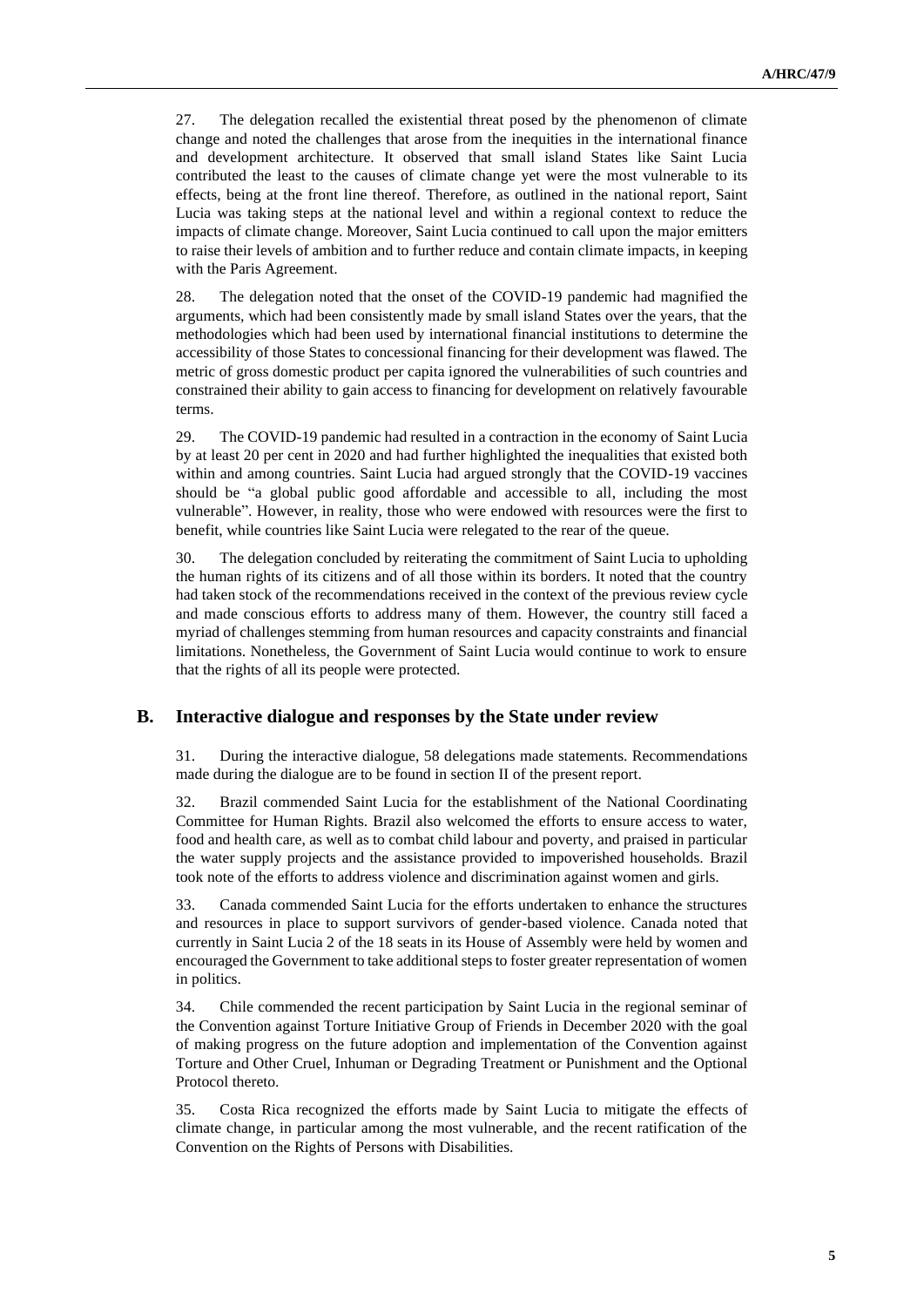27. The delegation recalled the existential threat posed by the phenomenon of climate change and noted the challenges that arose from the inequities in the international finance and development architecture. It observed that small island States like Saint Lucia contributed the least to the causes of climate change yet were the most vulnerable to its effects, being at the front line thereof. Therefore, as outlined in the national report, Saint Lucia was taking steps at the national level and within a regional context to reduce the impacts of climate change. Moreover, Saint Lucia continued to call upon the major emitters to raise their levels of ambition and to further reduce and contain climate impacts, in keeping with the Paris Agreement.

28. The delegation noted that the onset of the COVID-19 pandemic had magnified the arguments, which had been consistently made by small island States over the years, that the methodologies which had been used by international financial institutions to determine the accessibility of those States to concessional financing for their development was flawed. The metric of gross domestic product per capita ignored the vulnerabilities of such countries and constrained their ability to gain access to financing for development on relatively favourable terms.

29. The COVID-19 pandemic had resulted in a contraction in the economy of Saint Lucia by at least 20 per cent in 2020 and had further highlighted the inequalities that existed both within and among countries. Saint Lucia had argued strongly that the COVID-19 vaccines should be "a global public good affordable and accessible to all, including the most vulnerable". However, in reality, those who were endowed with resources were the first to benefit, while countries like Saint Lucia were relegated to the rear of the queue.

30. The delegation concluded by reiterating the commitment of Saint Lucia to upholding the human rights of its citizens and of all those within its borders. It noted that the country had taken stock of the recommendations received in the context of the previous review cycle and made conscious efforts to address many of them. However, the country still faced a myriad of challenges stemming from human resources and capacity constraints and financial limitations. Nonetheless, the Government of Saint Lucia would continue to work to ensure that the rights of all its people were protected.

## B. Interactive dialogue and responses by the State under review

31. During the interactive dialogue, 58 delegations made statements. Recommendations made during the dialogue are to be found in section II of the present report.

32. Brazil commended Saint Lucia for the establishment of the National Coordinating Committee for Human Rights. Brazil also welcomed the efforts to ensure access to water, food and health care, as well as to combat child labour and poverty, and praised in particular the water supply projects and the assistance provided to impoverished households. Brazil took note of the efforts to address violence and discrimination against women and girls.

33. Canada commended Saint Lucia for the efforts undertaken to enhance the structures and resources in place to support survivors of gender-based violence. Canada noted that currently in Saint Lucia 2 of the 18 seats in its House of Assembly were held by women and encouraged the Government to take additional steps to foster greater representation of women in politics.

34. Chile commended the recent participation by Saint Lucia in the regional seminar of the Convention against Torture Initiative Group of Friends in December 2020 with the goal of making progress on the future adoption and implementation of the Convention against Torture and Other Cruel, Inhuman or Degrading Treatment or Punishment and the Optional Protocol thereto.

35. Costa Rica recognized the efforts made by Saint Lucia to mitigate the effects of climate change, in particular among the most vulnerable, and the recent ratification of the Convention on the Rights of Persons with Disabilities.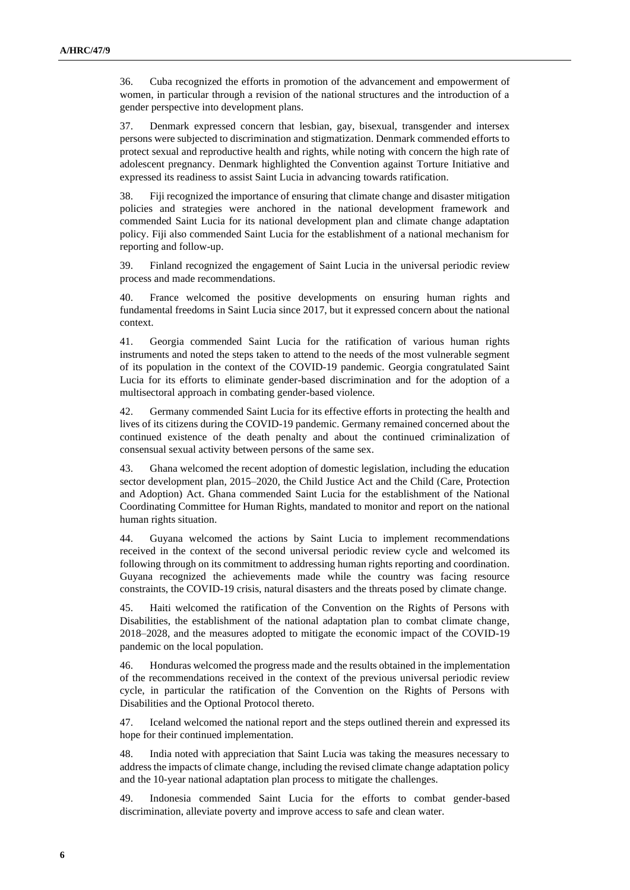36. Cuba recognized the efforts in promotion of the advancement and empowerment of women, in particular through a revision of the national structures and the introduction of a gender perspective into development plans.

37. Denmark expressed concern that lesbian, gay, bisexual, transgender and intersex persons were subjected to discrimination and stigmatization. Denmark commended efforts to protect sexual and reproductive health and rights, while noting with concern the high rate of adolescent pregnancy. Denmark highlighted the Convention against Torture Initiative and expressed its readiness to assist Saint Lucia in advancing towards ratification.

38. Fiji recognized the importance of ensuring that climate change and disaster mitigation policies and strategies were anchored in the national development framework and commended Saint Lucia for its national development plan and climate change adaptation policy. Fiji also commended Saint Lucia for the establishment of a national mechanism for reporting and follow-up.

39. Finland recognized the engagement of Saint Lucia in the universal periodic review process and made recommendations.

40. France welcomed the positive developments on ensuring human rights and fundamental freedoms in Saint Lucia since 2017, but it expressed concern about the national context.

41. Georgia commended Saint Lucia for the ratification of various human rights instruments and noted the steps taken to attend to the needs of the most vulnerable segment of its population in the context of the COVID-19 pandemic. Georgia congratulated Saint Lucia for its efforts to eliminate gender-based discrimination and for the adoption of a multisectoral approach in combating gender-based violence.

42. Germany commended Saint Lucia for its effective efforts in protecting the health and lives of its citizens during the COVID-19 pandemic. Germany remained concerned about the continued existence of the death penalty and about the continued criminalization of consensual sexual activity between persons of the same sex.

43. Ghana welcomed the recent adoption of domestic legislation, including the education sector development plan, 2015–2020, the Child Justice Act and the Child (Care, Protection and Adoption) Act. Ghana commended Saint Lucia for the establishment of the National Coordinating Committee for Human Rights, mandated to monitor and report on the national human rights situation.

44. Guyana welcomed the actions by Saint Lucia to implement recommendations received in the context of the second universal periodic review cycle and welcomed its following through on its commitment to addressing human rights reporting and coordination. Guyana recognized the achievements made while the country was facing resource constraints, the COVID-19 crisis, natural disasters and the threats posed by climate change.

45. Haiti welcomed the ratification of the Convention on the Rights of Persons with Disabilities, the establishment of the national adaptation plan to combat climate change, 2018–2028, and the measures adopted to mitigate the economic impact of the COVID-19 pandemic on the local population.

46. Honduras welcomed the progress made and the results obtained in the implementation of the recommendations received in the context of the previous universal periodic review cycle, in particular the ratification of the Convention on the Rights of Persons with Disabilities and the Optional Protocol thereto.

47. Iceland welcomed the national report and the steps outlined therein and expressed its hope for their continued implementation.

48. India noted with appreciation that Saint Lucia was taking the measures necessary to address the impacts of climate change, including the revised climate change adaptation policy and the 10-year national adaptation plan process to mitigate the challenges.

49. Indonesia commended Saint Lucia for the efforts to combat gender-based discrimination, alleviate poverty and improve access to safe and clean water.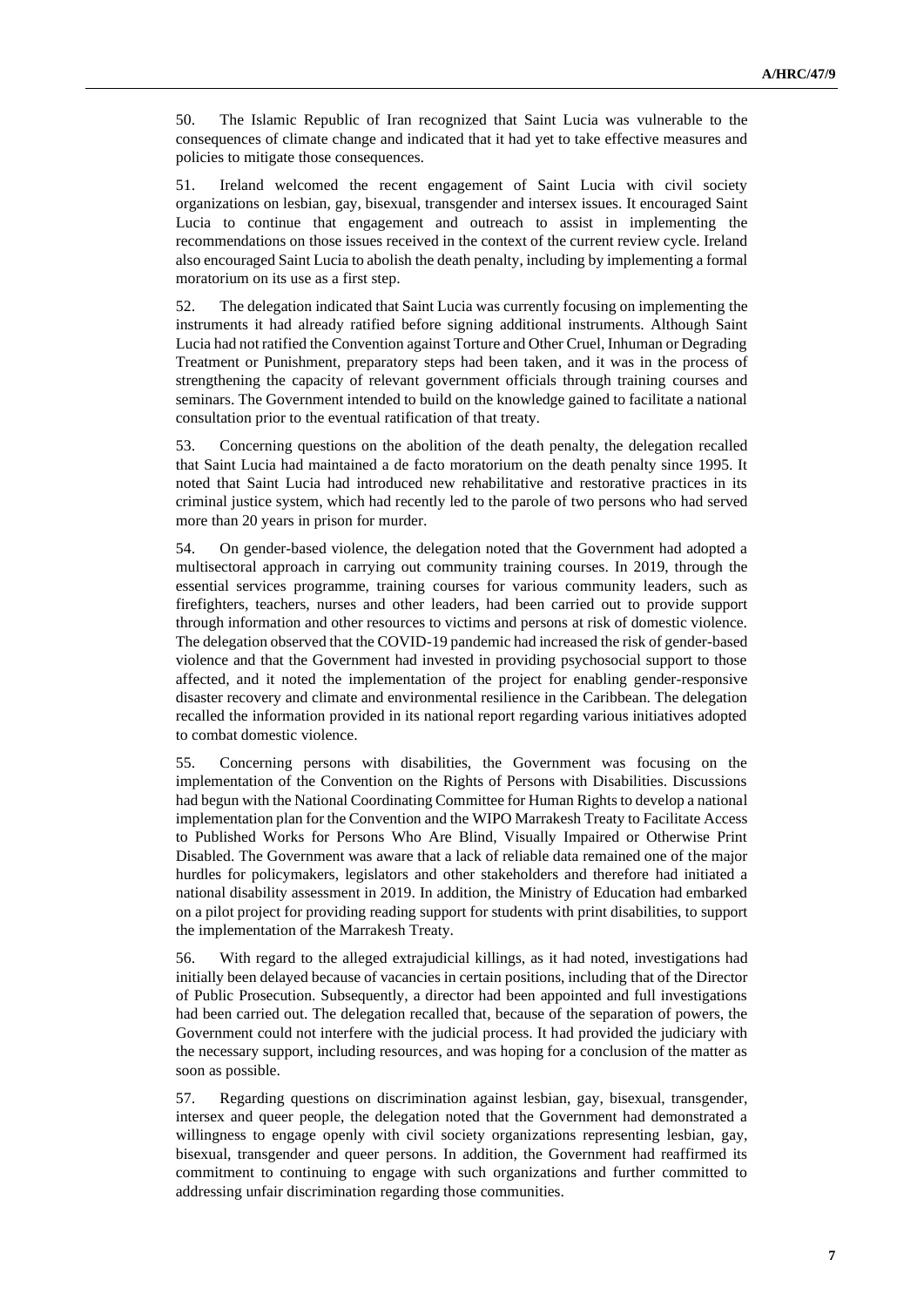50. The Islamic Republic of Iran recognized that Saint Lucia was vulnerable to the consequences of climate change and indicated that it had yet to take effective measures and policies to mitigate those consequences.

51. Ireland welcomed the recent engagement of Saint Lucia with civil society organizations on lesbian, gay, bisexual, transgender and intersex issues. It encouraged Saint Lucia to continue that engagement and outreach to assist in implementing the recommendations on those issues received in the context of the current review cycle. Ireland also encouraged Saint Lucia to abolish the death penalty, including by implementing a formal moratorium on its use as a first step.

52. The delegation indicated that Saint Lucia was currently focusing on implementing the instruments it had already ratified before signing additional instruments. Although Saint Lucia had not ratified the Convention against Torture and Other Cruel, Inhuman or Degrading Treatment or Punishment, preparatory steps had been taken, and it was in the process of strengthening the capacity of relevant government officials through training courses and seminars. The Government intended to build on the knowledge gained to facilitate a national consultation prior to the eventual ratification of that treaty.

53. Concerning questions on the abolition of the death penalty, the delegation recalled that Saint Lucia had maintained a de facto moratorium on the death penalty since 1995. It noted that Saint Lucia had introduced new rehabilitative and restorative practices in its criminal justice system, which had recently led to the parole of two persons who had served more than 20 years in prison for murder.

54. On gender-based violence, the delegation noted that the Government had adopted a multisectoral approach in carrying out community training courses. In 2019, through the essential services programme, training courses for various community leaders, such as firefighters, teachers, nurses and other leaders, had been carried out to provide support through information and other resources to victims and persons at risk of domestic violence. The delegation observed that the COVID-19 pandemic had increased the risk of gender-based violence and that the Government had invested in providing psychosocial support to those affected, and it noted the implementation of the project for enabling gender-responsive disaster recovery and climate and environmental resilience in the Caribbean. The delegation recalled the information provided in its national report regarding various initiatives adopted to combat domestic violence.

55. Concerning persons with disabilities, the Government was focusing on the implementation of the Convention on the Rights of Persons with Disabilities. Discussions had begun with the National Coordinating Committee for Human Rights to develop a national implementation plan for the Convention and the WIPO Marrakesh Treaty to Facilitate Access to Published Works for Persons Who Are Blind, Visually Impaired or Otherwise Print Disabled. The Government was aware that a lack of reliable data remained one of the major hurdles for policymakers, legislators and other stakeholders and therefore had initiated a national disability assessment in 2019. In addition, the Ministry of Education had embarked on a pilot project for providing reading support for students with print disabilities, to support the implementation of the Marrakesh Treaty.

56. With regard to the alleged extrajudicial killings, as it had noted, investigations had initially been delayed because of vacancies in certain positions, including that of the Director of Public Prosecution. Subsequently, a director had been appointed and full investigations had been carried out. The delegation recalled that, because of the separation of powers, the Government could not interfere with the judicial process. It had provided the judiciary with the necessary support, including resources, and was hoping for a conclusion of the matter as soon as possible.

57. Regarding questions on discrimination against lesbian, gay, bisexual, transgender, intersex and queer people, the delegation noted that the Government had demonstrated a willingness to engage openly with civil society organizations representing lesbian, gay, bisexual, transgender and queer persons. In addition, the Government had reaffirmed its commitment to continuing to engage with such organizations and further committed to addressing unfair discrimination regarding those communities.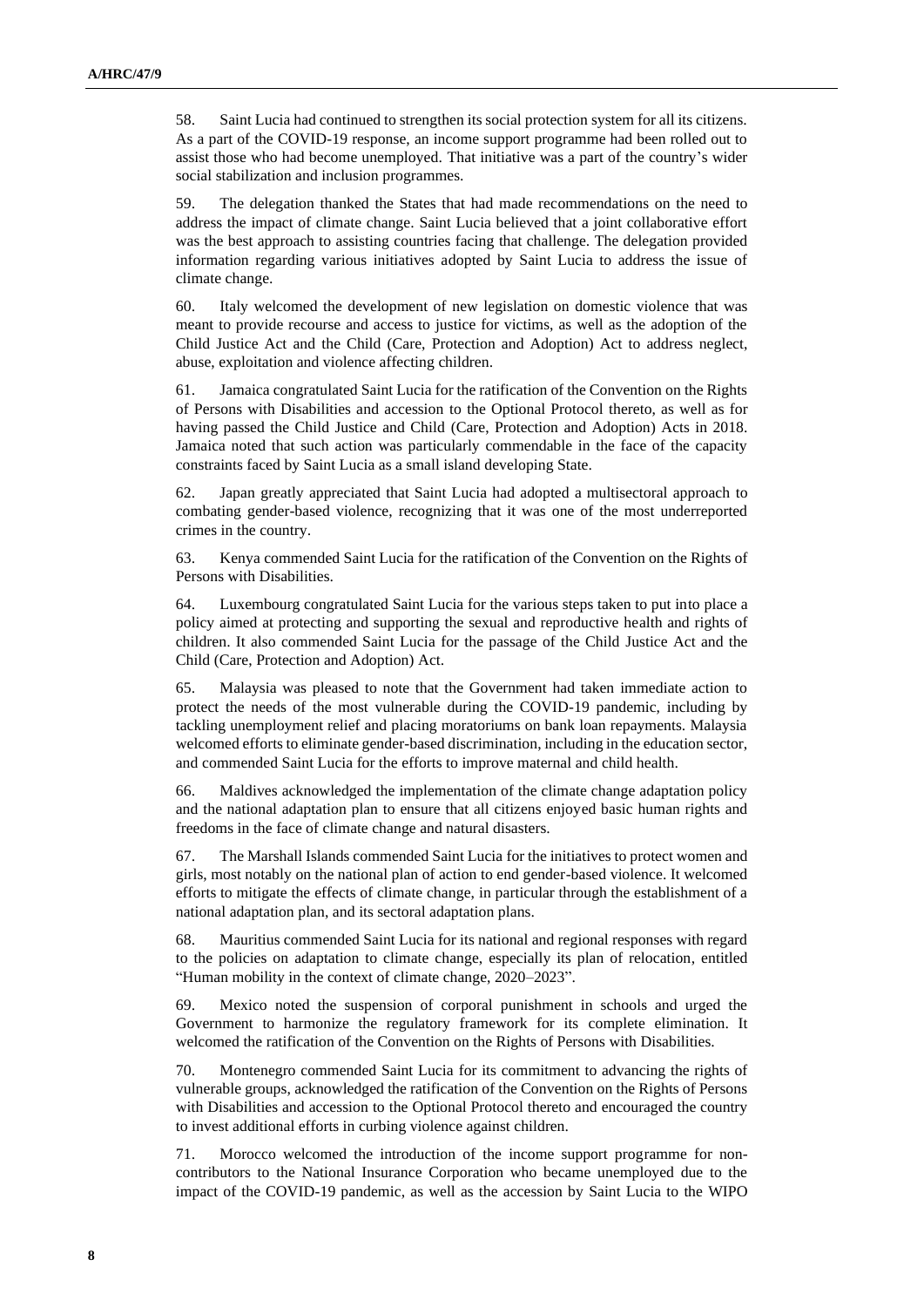58. Saint Lucia had continued to strengthen its social protection system for all its citizens. As a part of the COVID-19 response, an income support programme had been rolled out to assist those who had become unemployed. That initiative was a part of the country's wider social stabilization and inclusion programmes.

59. The delegation thanked the States that had made recommendations on the need to address the impact of climate change. Saint Lucia believed that a joint collaborative effort was the best approach to assisting countries facing that challenge. The delegation provided information regarding various initiatives adopted by Saint Lucia to address the issue of climate change.

60. Italy welcomed the development of new legislation on domestic violence that was meant to provide recourse and access to justice for victims, as well as the adoption of the Child Justice Act and the Child (Care, Protection and Adoption) Act to address neglect, abuse, exploitation and violence affecting children.

61. Jamaica congratulated Saint Lucia for the ratification of the Convention on the Rights of Persons with Disabilities and accession to the Optional Protocol thereto, as well as for having passed the Child Justice and Child (Care, Protection and Adoption) Acts in 2018. Jamaica noted that such action was particularly commendable in the face of the capacity constraints faced by Saint Lucia as a small island developing State.

62. Japan greatly appreciated that Saint Lucia had adopted a multisectoral approach to combating gender-based violence, recognizing that it was one of the most underreported crimes in the country.

63. Kenya commended Saint Lucia for the ratification of the Convention on the Rights of Persons with Disabilities.

64. Luxembourg congratulated Saint Lucia for the various steps taken to put into place a policy aimed at protecting and supporting the sexual and reproductive health and rights of children. It also commended Saint Lucia for the passage of the Child Justice Act and the Child (Care, Protection and Adoption) Act.

65. Malaysia was pleased to note that the Government had taken immediate action to protect the needs of the most vulnerable during the COVID-19 pandemic, including by tackling unemployment relief and placing moratoriums on bank loan repayments. Malaysia welcomed efforts to eliminate gender-based discrimination, including in the education sector, and commended Saint Lucia for the efforts to improve maternal and child health.

66. Maldives acknowledged the implementation of the climate change adaptation policy and the national adaptation plan to ensure that all citizens enjoyed basic human rights and freedoms in the face of climate change and natural disasters.

67. The Marshall Islands commended Saint Lucia for the initiatives to protect women and girls, most notably on the national plan of action to end gender-based violence. It welcomed efforts to mitigate the effects of climate change, in particular through the establishment of a national adaptation plan, and its sectoral adaptation plans.

68. Mauritius commended Saint Lucia for its national and regional responses with regard to the policies on adaptation to climate change, especially its plan of relocation, entitled "Human mobility in the context of climate change, 2020–2023".

69. Mexico noted the suspension of corporal punishment in schools and urged the Government to harmonize the regulatory framework for its complete elimination. It welcomed the ratification of the Convention on the Rights of Persons with Disabilities.

70. Montenegro commended Saint Lucia for its commitment to advancing the rights of vulnerable groups, acknowledged the ratification of the Convention on the Rights of Persons with Disabilities and accession to the Optional Protocol thereto and encouraged the country to invest additional efforts in curbing violence against children.

71. Morocco welcomed the introduction of the income support programme for non-contributors to the National Insurance Corporation who became unemployed due to the impact of the COVID-19 pandemic, as well as the accession by Saint Lucia to the WIPO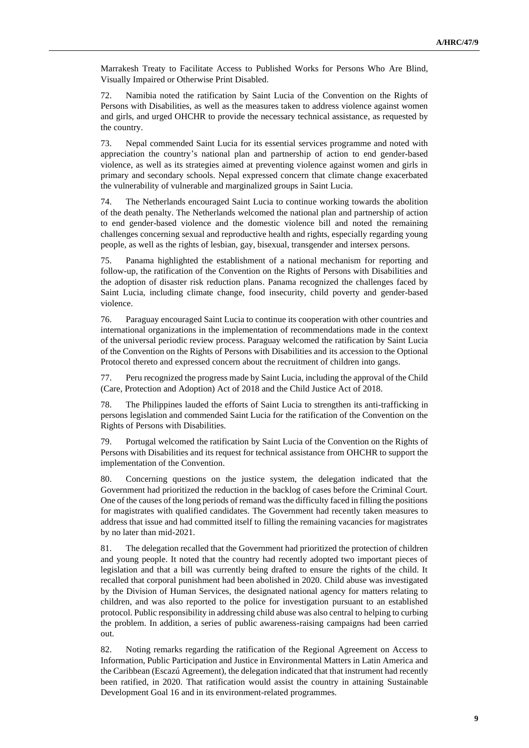Marrakesh Treaty to Facilitate Access to Published Works for Persons Who Are Blind, Visually Impaired or Otherwise Print Disabled.

72. Namibia noted the ratification by Saint Lucia of the Convention on the Rights of Persons with Disabilities, as well as the measures taken to address violence against women and girls, and urged OHCHR to provide the necessary technical assistance, as requested by the country.

73. Nepal commended Saint Lucia for its essential services programme and noted with appreciation the country's national plan and partnership of action to end gender-based violence, as well as its strategies aimed at preventing violence against women and girls in primary and secondary schools. Nepal expressed concern that climate change exacerbated the vulnerability of vulnerable and marginalized groups in Saint Lucia.

74. The Netherlands encouraged Saint Lucia to continue working towards the abolition of the death penalty. The Netherlands welcomed the national plan and partnership of action to end gender-based violence and the domestic violence bill and noted the remaining challenges concerning sexual and reproductive health and rights, especially regarding young people, as well as the rights of lesbian, gay, bisexual, transgender and intersex persons.

75. Panama highlighted the establishment of a national mechanism for reporting and follow-up, the ratification of the Convention on the Rights of Persons with Disabilities and the adoption of disaster risk reduction plans. Panama recognized the challenges faced by Saint Lucia, including climate change, food insecurity, child poverty and gender-based violence.

76. Paraguay encouraged Saint Lucia to continue its cooperation with other countries and international organizations in the implementation of recommendations made in the context of the universal periodic review process. Paraguay welcomed the ratification by Saint Lucia of the Convention on the Rights of Persons with Disabilities and its accession to the Optional Protocol thereto and expressed concern about the recruitment of children into gangs.

77. Peru recognized the progress made by Saint Lucia, including the approval of the Child (Care, Protection and Adoption) Act of 2018 and the Child Justice Act of 2018.

78. The Philippines lauded the efforts of Saint Lucia to strengthen its anti-trafficking in persons legislation and commended Saint Lucia for the ratification of the Convention on the Rights of Persons with Disabilities.

79. Portugal welcomed the ratification by Saint Lucia of the Convention on the Rights of Persons with Disabilities and its request for technical assistance from OHCHR to support the implementation of the Convention.

80. Concerning questions on the justice system, the delegation indicated that the Government had prioritized the reduction in the backlog of cases before the Criminal Court. One of the causes of the long periods of remand was the difficulty faced in filling the positions for magistrates with qualified candidates. The Government had recently taken measures to address that issue and had committed itself to filling the remaining vacancies for magistrates by no later than mid-2021.

81. The delegation recalled that the Government had prioritized the protection of children and young people. It noted that the country had recently adopted two important pieces of legislation and that a bill was currently being drafted to ensure the rights of the child. It recalled that corporal punishment had been abolished in 2020. Child abuse was investigated by the Division of Human Services, the designated national agency for matters relating to children, and was also reported to the police for investigation pursuant to an established protocol. Public responsibility in addressing child abuse was also central to helping to curbing the problem. In addition, a series of public awareness-raising campaigns had been carried out.

82. Noting remarks regarding the ratification of the Regional Agreement on Access to Information, Public Participation and Justice in Environmental Matters in Latin America and the Caribbean (Escazú Agreement), the delegation indicated that that instrument had recently been ratified, in 2020. That ratification would assist the country in attaining Sustainable Development Goal 16 and in its environment-related programmes.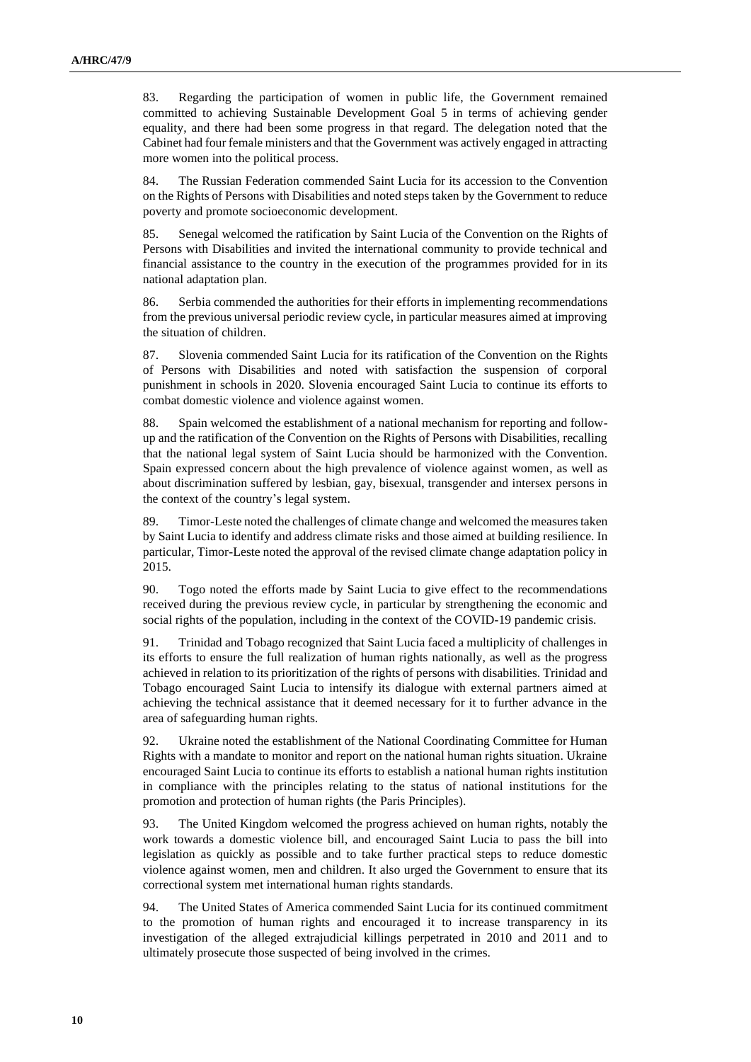83. Regarding the participation of women in public life, the Government remained committed to achieving Sustainable Development Goal 5 in terms of achieving gender equality, and there had been some progress in that regard. The delegation noted that the Cabinet had four female ministers and that the Government was actively engaged in attracting more women into the political process.

84. The Russian Federation commended Saint Lucia for its accession to the Convention on the Rights of Persons with Disabilities and noted steps taken by the Government to reduce poverty and promote socioeconomic development.

85. Senegal welcomed the ratification by Saint Lucia of the Convention on the Rights of Persons with Disabilities and invited the international community to provide technical and financial assistance to the country in the execution of the programmes provided for in its national adaptation plan.

86. Serbia commended the authorities for their efforts in implementing recommendations from the previous universal periodic review cycle, in particular measures aimed at improving the situation of children.

87. Slovenia commended Saint Lucia for its ratification of the Convention on the Rights of Persons with Disabilities and noted with satisfaction the suspension of corporal punishment in schools in 2020. Slovenia encouraged Saint Lucia to continue its efforts to combat domestic violence and violence against women.

88. Spain welcomed the establishment of a national mechanism for reporting and follow-up and the ratification of the Convention on the Rights of Persons with Disabilities, recalling that the national legal system of Saint Lucia should be harmonized with the Convention. Spain expressed concern about the high prevalence of violence against women, as well as about discrimination suffered by lesbian, gay, bisexual, transgender and intersex persons in the context of the country's legal system.

89. Timor-Leste noted the challenges of climate change and welcomed the measures taken by Saint Lucia to identify and address climate risks and those aimed at building resilience. In particular, Timor-Leste noted the approval of the revised climate change adaptation policy in 2015.

90. Togo noted the efforts made by Saint Lucia to give effect to the recommendations received during the previous review cycle, in particular by strengthening the economic and social rights of the population, including in the context of the COVID-19 pandemic crisis.

91. Trinidad and Tobago recognized that Saint Lucia faced a multiplicity of challenges in its efforts to ensure the full realization of human rights nationally, as well as the progress achieved in relation to its prioritization of the rights of persons with disabilities. Trinidad and Tobago encouraged Saint Lucia to intensify its dialogue with external partners aimed at achieving the technical assistance that it deemed necessary for it to further advance in the area of safeguarding human rights.

92. Ukraine noted the establishment of the National Coordinating Committee for Human Rights with a mandate to monitor and report on the national human rights situation. Ukraine encouraged Saint Lucia to continue its efforts to establish a national human rights institution in compliance with the principles relating to the status of national institutions for the promotion and protection of human rights (the Paris Principles).

93. The United Kingdom welcomed the progress achieved on human rights, notably the work towards a domestic violence bill, and encouraged Saint Lucia to pass the bill into legislation as quickly as possible and to take further practical steps to reduce domestic violence against women, men and children. It also urged the Government to ensure that its correctional system met international human rights standards.

94. The United States of America commended Saint Lucia for its continued commitment to the promotion of human rights and encouraged it to increase transparency in its investigation of the alleged extrajudicial killings perpetrated in 2010 and 2011 and to ultimately prosecute those suspected of being involved in the crimes.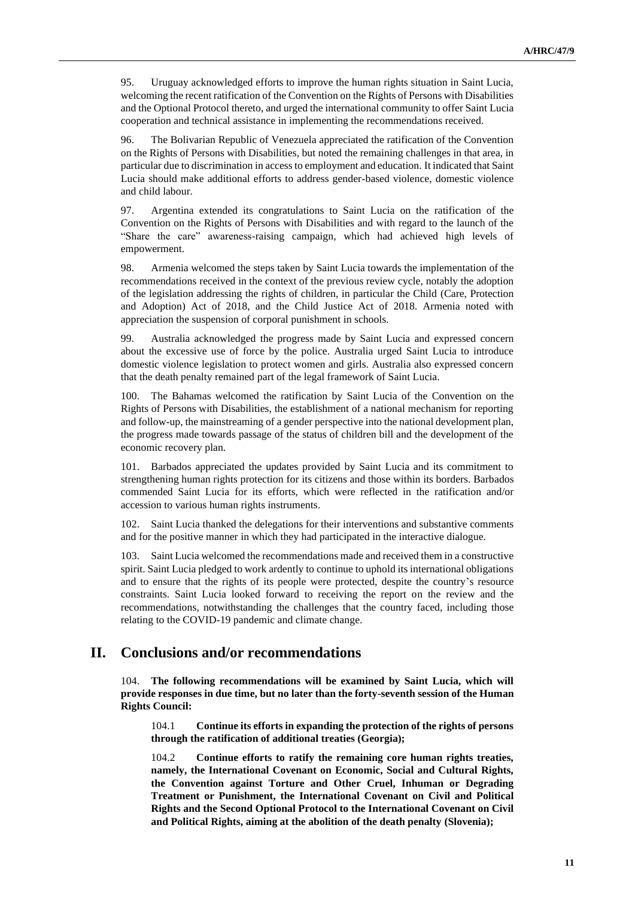95. Uruguay acknowledged efforts to improve the human rights situation in Saint Lucia, welcoming the recent ratification of the Convention on the Rights of Persons with Disabilities and the Optional Protocol thereto, and urged the international community to offer Saint Lucia cooperation and technical assistance in implementing the recommendations received.

96. The Bolivarian Republic of Venezuela appreciated the ratification of the Convention on the Rights of Persons with Disabilities, but noted the remaining challenges in that area, in particular due to discrimination in access to employment and education. It indicated that Saint Lucia should make additional efforts to address gender-based violence, domestic violence and child labour.

97. Argentina extended its congratulations to Saint Lucia on the ratification of the Convention on the Rights of Persons with Disabilities and with regard to the launch of the "Share the care" awareness-raising campaign, which had achieved high levels of empowerment.

98. Armenia welcomed the steps taken by Saint Lucia towards the implementation of the recommendations received in the context of the previous review cycle, notably the adoption of the legislation addressing the rights of children, in particular the Child (Care, Protection and Adoption) Act of 2018, and the Child Justice Act of 2018. Armenia noted with appreciation the suspension of corporal punishment in schools.

99. Australia acknowledged the progress made by Saint Lucia and expressed concern about the excessive use of force by the police. Australia urged Saint Lucia to introduce domestic violence legislation to protect women and girls. Australia also expressed concern that the death penalty remained part of the legal framework of Saint Lucia.

100. The Bahamas welcomed the ratification by Saint Lucia of the Convention on the Rights of Persons with Disabilities, the establishment of a national mechanism for reporting and follow-up, the mainstreaming of a gender perspective into the national development plan, the progress made towards passage of the status of children bill and the development of the economic recovery plan.

101. Barbados appreciated the updates provided by Saint Lucia and its commitment to strengthening human rights protection for its citizens and those within its borders. Barbados commended Saint Lucia for its efforts, which were reflected in the ratification and/or accession to various human rights instruments.

102. Saint Lucia thanked the delegations for their interventions and substantive comments and for the positive manner in which they had participated in the interactive dialogue.

103. Saint Lucia welcomed the recommendations made and received them in a constructive spirit. Saint Lucia pledged to work ardently to continue to uphold its international obligations and to ensure that the rights of its people were protected, despite the country's resource constraints. Saint Lucia looked forward to receiving the report on the review and the recommendations, notwithstanding the challenges that the country faced, including those relating to the COVID-19 pandemic and climate change.

# II. Conclusions and/or recommendations

104. **The following recommendations will be examined by Saint Lucia, which will provide responses in due time, but no later than the forty-seventh session of the Human Rights Council:**

104.1 **Continue its efforts in expanding the protection of the rights of persons through the ratification of additional treaties (Georgia);**

104.2 **Continue efforts to ratify the remaining core human rights treaties, namely, the International Covenant on Economic, Social and Cultural Rights, the Convention against Torture and Other Cruel, Inhuman or Degrading Treatment or Punishment, the International Covenant on Civil and Political Rights and the Second Optional Protocol to the International Covenant on Civil and Political Rights, aiming at the abolition of the death penalty (Slovenia);**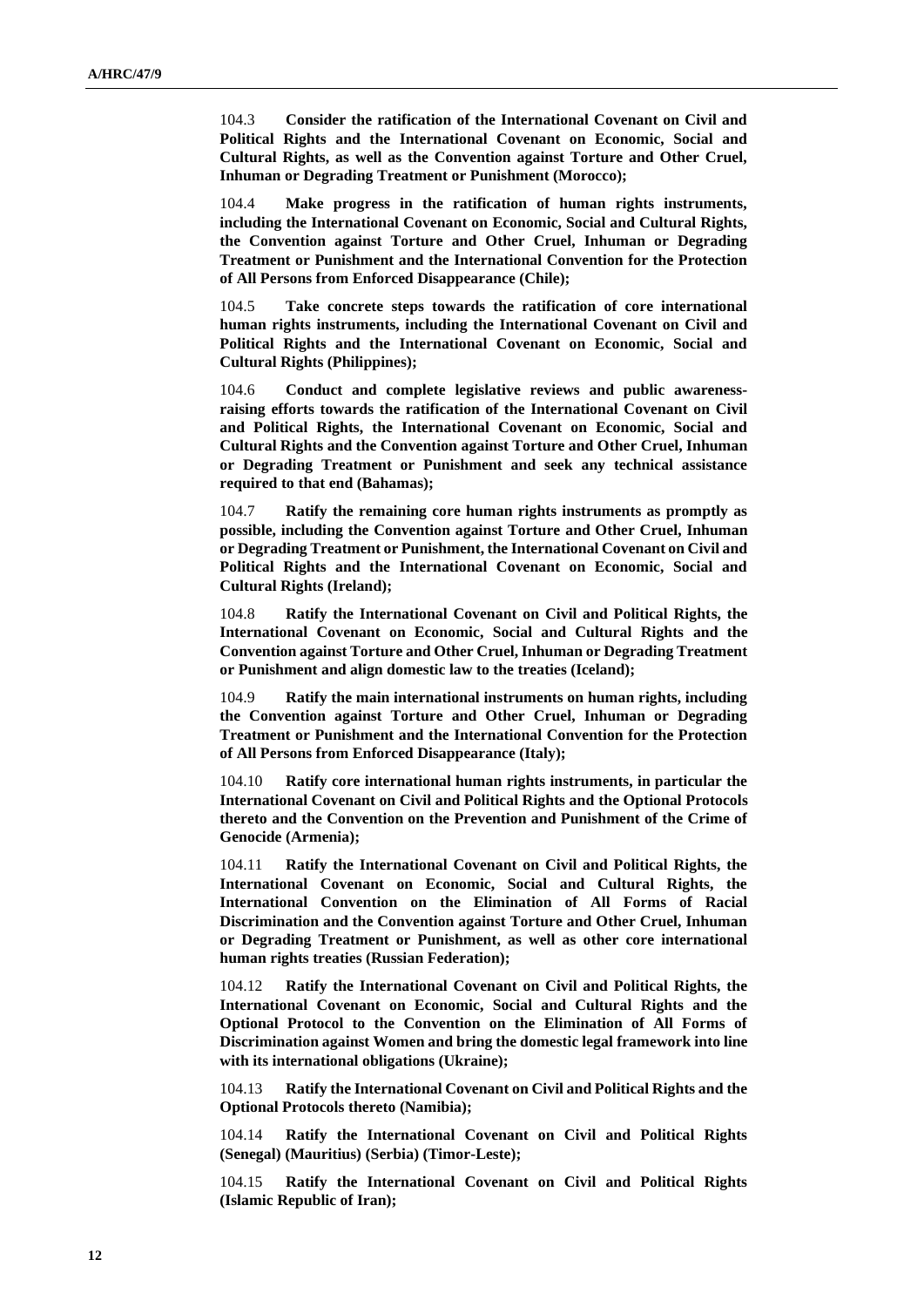104.3 **Consider the ratification of the International Covenant on Civil and Political Rights and the International Covenant on Economic, Social and Cultural Rights, as well as the Convention against Torture and Other Cruel, Inhuman or Degrading Treatment or Punishment (Morocco);**

104.4 **Make progress in the ratification of human rights instruments, including the International Covenant on Economic, Social and Cultural Rights, the Convention against Torture and Other Cruel, Inhuman or Degrading Treatment or Punishment and the International Convention for the Protection of All Persons from Enforced Disappearance (Chile);**

104.5 **Take concrete steps towards the ratification of core international human rights instruments, including the International Covenant on Civil and Political Rights and the International Covenant on Economic, Social and Cultural Rights (Philippines);**

104.6 **Conduct and complete legislative reviews and public awareness-raising efforts towards the ratification of the International Covenant on Civil and Political Rights, the International Covenant on Economic, Social and Cultural Rights and the Convention against Torture and Other Cruel, Inhuman or Degrading Treatment or Punishment and seek any technical assistance required to that end (Bahamas);**

104.7 **Ratify the remaining core human rights instruments as promptly as possible, including the Convention against Torture and Other Cruel, Inhuman or Degrading Treatment or Punishment, the International Covenant on Civil and Political Rights and the International Covenant on Economic, Social and Cultural Rights (Ireland);**

104.8 **Ratify the International Covenant on Civil and Political Rights, the International Covenant on Economic, Social and Cultural Rights and the Convention against Torture and Other Cruel, Inhuman or Degrading Treatment or Punishment and align domestic law to the treaties (Iceland);**

104.9 **Ratify the main international instruments on human rights, including the Convention against Torture and Other Cruel, Inhuman or Degrading Treatment or Punishment and the International Convention for the Protection of All Persons from Enforced Disappearance (Italy);**

104.10 **Ratify core international human rights instruments, in particular the International Covenant on Civil and Political Rights and the Optional Protocols thereto and the Convention on the Prevention and Punishment of the Crime of Genocide (Armenia);**

104.11 **Ratify the International Covenant on Civil and Political Rights, the International Covenant on Economic, Social and Cultural Rights, the International Convention on the Elimination of All Forms of Racial Discrimination and the Convention against Torture and Other Cruel, Inhuman or Degrading Treatment or Punishment, as well as other core international human rights treaties (Russian Federation);**

104.12 **Ratify the International Covenant on Civil and Political Rights, the International Covenant on Economic, Social and Cultural Rights and the Optional Protocol to the Convention on the Elimination of All Forms of Discrimination against Women and bring the domestic legal framework into line with its international obligations (Ukraine);**

104.13 **Ratify the International Covenant on Civil and Political Rights and the Optional Protocols thereto (Namibia);**

104.14 **Ratify the International Covenant on Civil and Political Rights (Senegal) (Mauritius) (Serbia) (Timor-Leste);**

104.15 **Ratify the International Covenant on Civil and Political Rights (Islamic Republic of Iran);**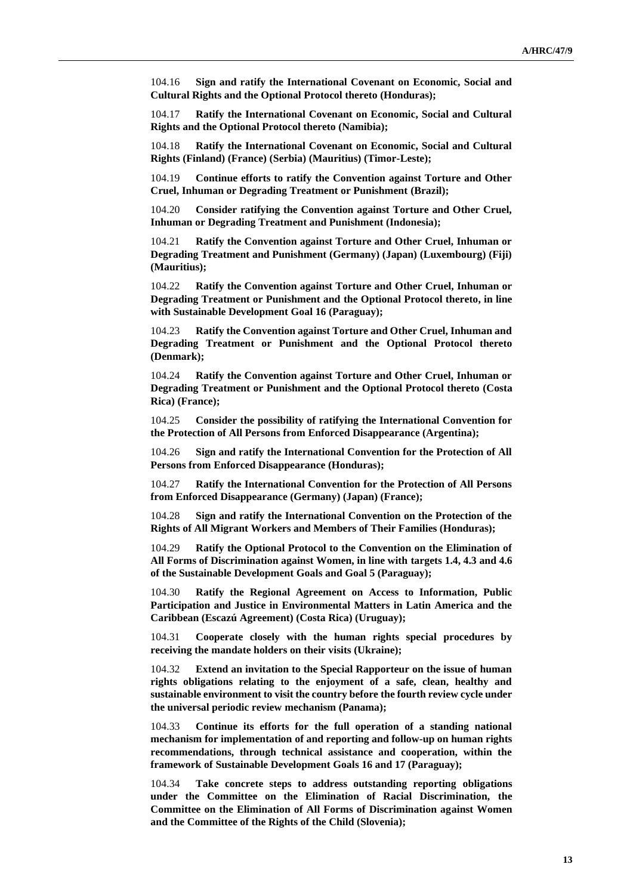104.16 **Sign and ratify the International Covenant on Economic, Social and Cultural Rights and the Optional Protocol thereto (Honduras);**

104.17 **Ratify the International Covenant on Economic, Social and Cultural Rights and the Optional Protocol thereto (Namibia);**

104.18 **Ratify the International Covenant on Economic, Social and Cultural Rights (Finland) (France) (Serbia) (Mauritius) (Timor-Leste);**

104.19 **Continue efforts to ratify the Convention against Torture and Other Cruel, Inhuman or Degrading Treatment or Punishment (Brazil);**

104.20 **Consider ratifying the Convention against Torture and Other Cruel, Inhuman or Degrading Treatment and Punishment (Indonesia);**

104.21 **Ratify the Convention against Torture and Other Cruel, Inhuman or Degrading Treatment and Punishment (Germany) (Japan) (Luxembourg) (Fiji) (Mauritius);**

104.22 **Ratify the Convention against Torture and Other Cruel, Inhuman or Degrading Treatment or Punishment and the Optional Protocol thereto, in line with Sustainable Development Goal 16 (Paraguay);**

104.23 **Ratify the Convention against Torture and Other Cruel, Inhuman and Degrading Treatment or Punishment and the Optional Protocol thereto (Denmark);**

104.24 **Ratify the Convention against Torture and Other Cruel, Inhuman or Degrading Treatment or Punishment and the Optional Protocol thereto (Costa Rica) (France);**

104.25 **Consider the possibility of ratifying the International Convention for the Protection of All Persons from Enforced Disappearance (Argentina);**

104.26 **Sign and ratify the International Convention for the Protection of All Persons from Enforced Disappearance (Honduras);**

104.27 **Ratify the International Convention for the Protection of All Persons from Enforced Disappearance (Germany) (Japan) (France);**

104.28 **Sign and ratify the International Convention on the Protection of the Rights of All Migrant Workers and Members of Their Families (Honduras);**

104.29 **Ratify the Optional Protocol to the Convention on the Elimination of All Forms of Discrimination against Women, in line with targets 1.4, 4.3 and 4.6 of the Sustainable Development Goals and Goal 5 (Paraguay);**

104.30 **Ratify the Regional Agreement on Access to Information, Public Participation and Justice in Environmental Matters in Latin America and the Caribbean (Escazú Agreement) (Costa Rica) (Uruguay);**

104.31 **Cooperate closely with the human rights special procedures by receiving the mandate holders on their visits (Ukraine);**

104.32 **Extend an invitation to the Special Rapporteur on the issue of human rights obligations relating to the enjoyment of a safe, clean, healthy and sustainable environment to visit the country before the fourth review cycle under the universal periodic review mechanism (Panama);**

104.33 **Continue its efforts for the full operation of a standing national mechanism for implementation of and reporting and follow-up on human rights recommendations, through technical assistance and cooperation, within the framework of Sustainable Development Goals 16 and 17 (Paraguay);**

104.34 **Take concrete steps to address outstanding reporting obligations under the Committee on the Elimination of Racial Discrimination, the Committee on the Elimination of All Forms of Discrimination against Women and the Committee of the Rights of the Child (Slovenia);**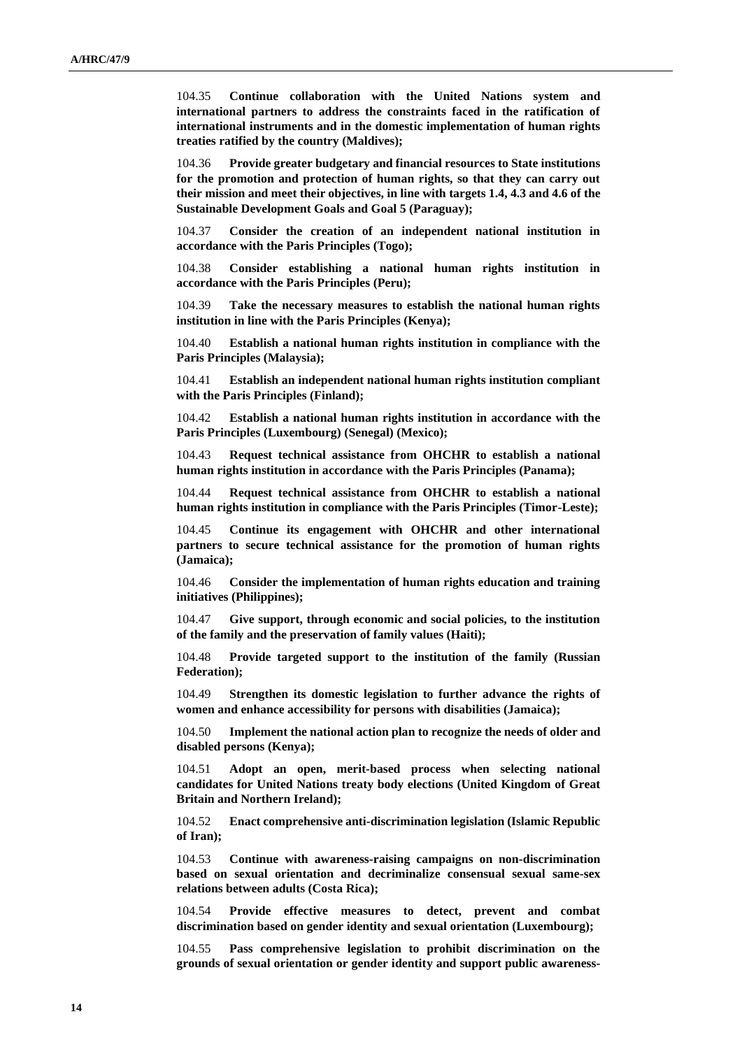104.35 **Continue collaboration with the United Nations system and international partners to address the constraints faced in the ratification of international instruments and in the domestic implementation of human rights treaties ratified by the country (Maldives);**

104.36 **Provide greater budgetary and financial resources to State institutions for the promotion and protection of human rights, so that they can carry out their mission and meet their objectives, in line with targets 1.4, 4.3 and 4.6 of the Sustainable Development Goals and Goal 5 (Paraguay);**

104.37 **Consider the creation of an independent national institution in accordance with the Paris Principles (Togo);**

104.38 **Consider establishing a national human rights institution in accordance with the Paris Principles (Peru);**

104.39 **Take the necessary measures to establish the national human rights institution in line with the Paris Principles (Kenya);**

104.40 **Establish a national human rights institution in compliance with the Paris Principles (Malaysia);**

104.41 **Establish an independent national human rights institution compliant with the Paris Principles (Finland);**

104.42 **Establish a national human rights institution in accordance with the Paris Principles (Luxembourg) (Senegal) (Mexico);**

104.43 **Request technical assistance from OHCHR to establish a national human rights institution in accordance with the Paris Principles (Panama);**

104.44 **Request technical assistance from OHCHR to establish a national human rights institution in compliance with the Paris Principles (Timor-Leste);**

104.45 **Continue its engagement with OHCHR and other international partners to secure technical assistance for the promotion of human rights (Jamaica);**

104.46 **Consider the implementation of human rights education and training initiatives (Philippines);**

104.47 **Give support, through economic and social policies, to the institution of the family and the preservation of family values (Haiti);**

104.48 **Provide targeted support to the institution of the family (Russian Federation);**

104.49 **Strengthen its domestic legislation to further advance the rights of women and enhance accessibility for persons with disabilities (Jamaica);**

104.50 **Implement the national action plan to recognize the needs of older and disabled persons (Kenya);**

104.51 **Adopt an open, merit-based process when selecting national candidates for United Nations treaty body elections (United Kingdom of Great Britain and Northern Ireland);**

104.52 **Enact comprehensive anti-discrimination legislation (Islamic Republic of Iran);**

104.53 **Continue with awareness-raising campaigns on non-discrimination based on sexual orientation and decriminalize consensual sexual same-sex relations between adults (Costa Rica);**

104.54 **Provide effective measures to detect, prevent and combat discrimination based on gender identity and sexual orientation (Luxembourg);**

104.55 **Pass comprehensive legislation to prohibit discrimination on the grounds of sexual orientation or gender identity and support public awareness-**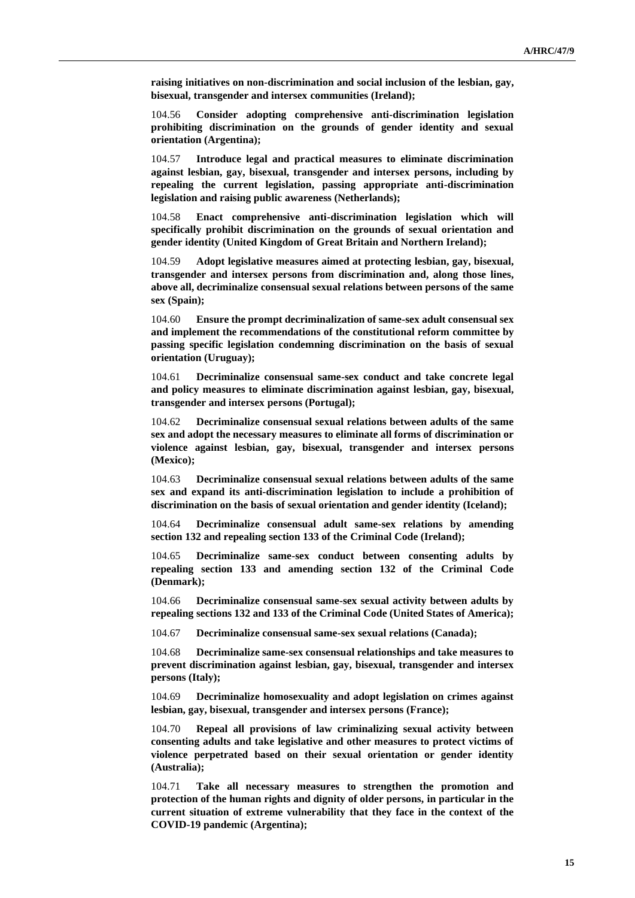**raising initiatives on non-discrimination and social inclusion of the lesbian, gay, bisexual, transgender and intersex communities (Ireland);**

104.56 **Consider adopting comprehensive anti-discrimination legislation prohibiting discrimination on the grounds of gender identity and sexual orientation (Argentina);**

104.57 **Introduce legal and practical measures to eliminate discrimination against lesbian, gay, bisexual, transgender and intersex persons, including by repealing the current legislation, passing appropriate anti-discrimination legislation and raising public awareness (Netherlands);**

104.58 **Enact comprehensive anti-discrimination legislation which will specifically prohibit discrimination on the grounds of sexual orientation and gender identity (United Kingdom of Great Britain and Northern Ireland);**

104.59 **Adopt legislative measures aimed at protecting lesbian, gay, bisexual, transgender and intersex persons from discrimination and, along those lines, above all, decriminalize consensual sexual relations between persons of the same sex (Spain);**

104.60 **Ensure the prompt decriminalization of same-sex adult consensual sex and implement the recommendations of the constitutional reform committee by passing specific legislation condemning discrimination on the basis of sexual orientation (Uruguay);**

104.61 **Decriminalize consensual same-sex conduct and take concrete legal and policy measures to eliminate discrimination against lesbian, gay, bisexual, transgender and intersex persons (Portugal);**

104.62 **Decriminalize consensual sexual relations between adults of the same sex and adopt the necessary measures to eliminate all forms of discrimination or violence against lesbian, gay, bisexual, transgender and intersex persons (Mexico);**

104.63 **Decriminalize consensual sexual relations between adults of the same sex and expand its anti-discrimination legislation to include a prohibition of discrimination on the basis of sexual orientation and gender identity (Iceland);**

104.64 **Decriminalize consensual adult same-sex relations by amending section 132 and repealing section 133 of the Criminal Code (Ireland);**

104.65 **Decriminalize same-sex conduct between consenting adults by repealing section 133 and amending section 132 of the Criminal Code (Denmark);**

104.66 **Decriminalize consensual same-sex sexual activity between adults by repealing sections 132 and 133 of the Criminal Code (United States of America);**

104.67 **Decriminalize consensual same-sex sexual relations (Canada);**

104.68 **Decriminalize same-sex consensual relationships and take measures to prevent discrimination against lesbian, gay, bisexual, transgender and intersex persons (Italy);**

104.69 **Decriminalize homosexuality and adopt legislation on crimes against lesbian, gay, bisexual, transgender and intersex persons (France);**

104.70 **Repeal all provisions of law criminalizing sexual activity between consenting adults and take legislative and other measures to protect victims of violence perpetrated based on their sexual orientation or gender identity (Australia);**

104.71 **Take all necessary measures to strengthen the promotion and protection of the human rights and dignity of older persons, in particular in the current situation of extreme vulnerability that they face in the context of the COVID-19 pandemic (Argentina);**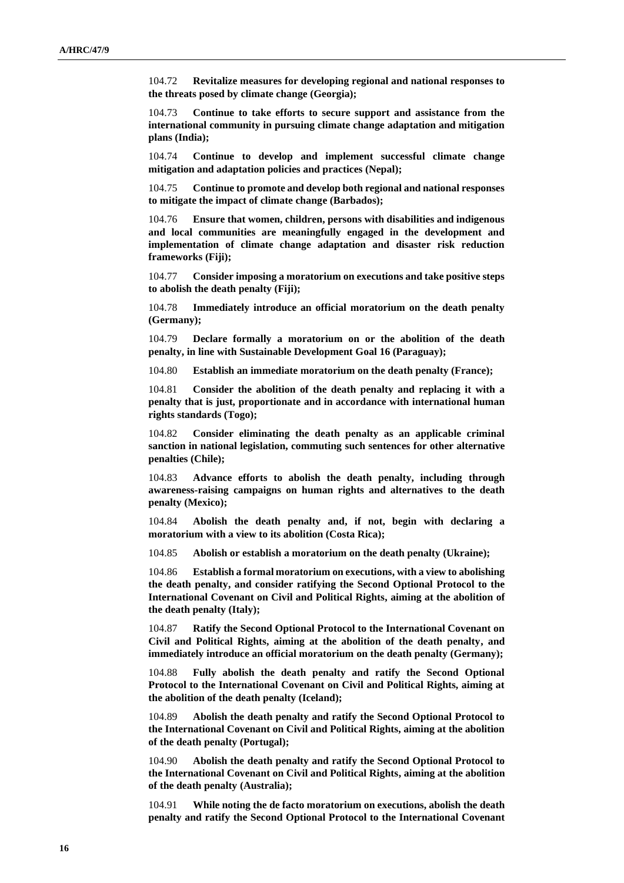104.72 **Revitalize measures for developing regional and national responses to the threats posed by climate change (Georgia);**

104.73 **Continue to take efforts to secure support and assistance from the international community in pursuing climate change adaptation and mitigation plans (India);**

104.74 **Continue to develop and implement successful climate change mitigation and adaptation policies and practices (Nepal);**

104.75 **Continue to promote and develop both regional and national responses to mitigate the impact of climate change (Barbados);**

104.76 **Ensure that women, children, persons with disabilities and indigenous and local communities are meaningfully engaged in the development and implementation of climate change adaptation and disaster risk reduction frameworks (Fiji);**

104.77 **Consider imposing a moratorium on executions and take positive steps to abolish the death penalty (Fiji);**

104.78 **Immediately introduce an official moratorium on the death penalty (Germany);**

104.79 **Declare formally a moratorium on or the abolition of the death penalty, in line with Sustainable Development Goal 16 (Paraguay);**

104.80 **Establish an immediate moratorium on the death penalty (France);**

104.81 **Consider the abolition of the death penalty and replacing it with a penalty that is just, proportionate and in accordance with international human rights standards (Togo);**

104.82 **Consider eliminating the death penalty as an applicable criminal sanction in national legislation, commuting such sentences for other alternative penalties (Chile);**

104.83 **Advance efforts to abolish the death penalty, including through awareness-raising campaigns on human rights and alternatives to the death penalty (Mexico);**

104.84 **Abolish the death penalty and, if not, begin with declaring a moratorium with a view to its abolition (Costa Rica);**

104.85 **Abolish or establish a moratorium on the death penalty (Ukraine);**

104.86 **Establish a formal moratorium on executions, with a view to abolishing the death penalty, and consider ratifying the Second Optional Protocol to the International Covenant on Civil and Political Rights, aiming at the abolition of the death penalty (Italy);**

104.87 **Ratify the Second Optional Protocol to the International Covenant on Civil and Political Rights, aiming at the abolition of the death penalty, and immediately introduce an official moratorium on the death penalty (Germany);**

104.88 **Fully abolish the death penalty and ratify the Second Optional Protocol to the International Covenant on Civil and Political Rights, aiming at the abolition of the death penalty (Iceland);**

104.89 **Abolish the death penalty and ratify the Second Optional Protocol to the International Covenant on Civil and Political Rights, aiming at the abolition of the death penalty (Portugal);**

104.90 **Abolish the death penalty and ratify the Second Optional Protocol to the International Covenant on Civil and Political Rights, aiming at the abolition of the death penalty (Australia);**

104.91 **While noting the de facto moratorium on executions, abolish the death penalty and ratify the Second Optional Protocol to the International Covenant**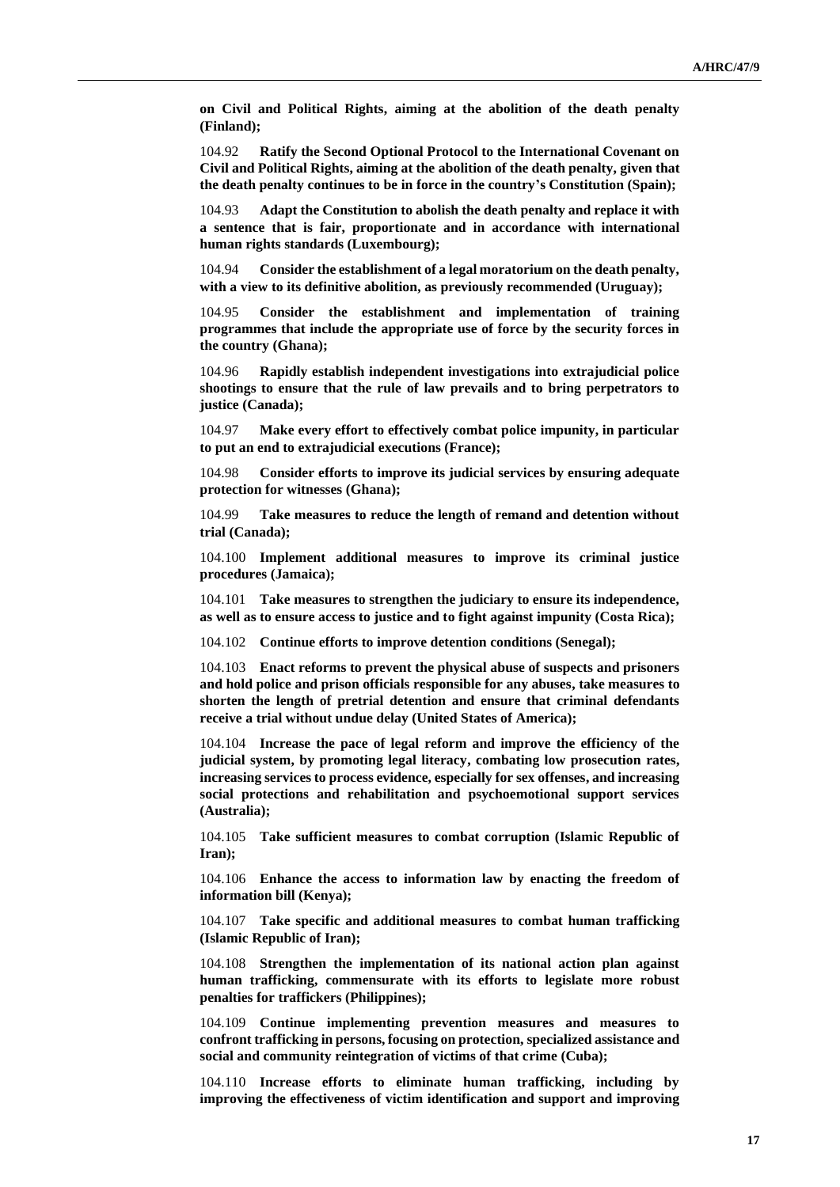**on Civil and Political Rights, aiming at the abolition of the death penalty (Finland);**

104.92 **Ratify the Second Optional Protocol to the International Covenant on Civil and Political Rights, aiming at the abolition of the death penalty, given that the death penalty continues to be in force in the country's Constitution (Spain);**

104.93 **Adapt the Constitution to abolish the death penalty and replace it with a sentence that is fair, proportionate and in accordance with international human rights standards (Luxembourg);**

104.94 **Consider the establishment of a legal moratorium on the death penalty, with a view to its definitive abolition, as previously recommended (Uruguay);**

104.95 **Consider the establishment and implementation of training programmes that include the appropriate use of force by the security forces in the country (Ghana);**

104.96 **Rapidly establish independent investigations into extrajudicial police shootings to ensure that the rule of law prevails and to bring perpetrators to justice (Canada);**

104.97 **Make every effort to effectively combat police impunity, in particular to put an end to extrajudicial executions (France);**

104.98 **Consider efforts to improve its judicial services by ensuring adequate protection for witnesses (Ghana);**

104.99 **Take measures to reduce the length of remand and detention without trial (Canada);**

104.100 **Implement additional measures to improve its criminal justice procedures (Jamaica);**

104.101 **Take measures to strengthen the judiciary to ensure its independence, as well as to ensure access to justice and to fight against impunity (Costa Rica);**

104.102 **Continue efforts to improve detention conditions (Senegal);**

104.103 **Enact reforms to prevent the physical abuse of suspects and prisoners and hold police and prison officials responsible for any abuses, take measures to shorten the length of pretrial detention and ensure that criminal defendants receive a trial without undue delay (United States of America);**

104.104 **Increase the pace of legal reform and improve the efficiency of the judicial system, by promoting legal literacy, combating low prosecution rates, increasing services to process evidence, especially for sex offenses, and increasing social protections and rehabilitation and psychoemotional support services (Australia);**

104.105 **Take sufficient measures to combat corruption (Islamic Republic of Iran);**

104.106 **Enhance the access to information law by enacting the freedom of information bill (Kenya);**

104.107 **Take specific and additional measures to combat human trafficking (Islamic Republic of Iran);**

104.108 **Strengthen the implementation of its national action plan against human trafficking, commensurate with its efforts to legislate more robust penalties for traffickers (Philippines);**

104.109 **Continue implementing prevention measures and measures to confront trafficking in persons, focusing on protection, specialized assistance and social and community reintegration of victims of that crime (Cuba);**

104.110 **Increase efforts to eliminate human trafficking, including by improving the effectiveness of victim identification and support and improving**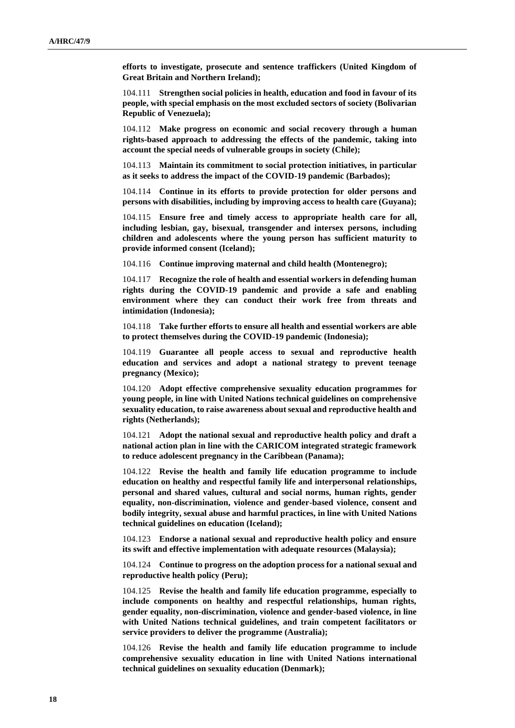**efforts to investigate, prosecute and sentence traffickers (United Kingdom of Great Britain and Northern Ireland);**

104.111 **Strengthen social policies in health, education and food in favour of its people, with special emphasis on the most excluded sectors of society (Bolivarian Republic of Venezuela);**

104.112 **Make progress on economic and social recovery through a human rights-based approach to addressing the effects of the pandemic, taking into account the special needs of vulnerable groups in society (Chile);**

104.113 **Maintain its commitment to social protection initiatives, in particular as it seeks to address the impact of the COVID-19 pandemic (Barbados);**

104.114 **Continue in its efforts to provide protection for older persons and persons with disabilities, including by improving access to health care (Guyana);**

104.115 **Ensure free and timely access to appropriate health care for all, including lesbian, gay, bisexual, transgender and intersex persons, including children and adolescents where the young person has sufficient maturity to provide informed consent (Iceland);**

104.116 **Continue improving maternal and child health (Montenegro);**

104.117 **Recognize the role of health and essential workers in defending human rights during the COVID-19 pandemic and provide a safe and enabling environment where they can conduct their work free from threats and intimidation (Indonesia);**

104.118 **Take further efforts to ensure all health and essential workers are able to protect themselves during the COVID-19 pandemic (Indonesia);**

104.119 **Guarantee all people access to sexual and reproductive health education and services and adopt a national strategy to prevent teenage pregnancy (Mexico);**

104.120 **Adopt effective comprehensive sexuality education programmes for young people, in line with United Nations technical guidelines on comprehensive sexuality education, to raise awareness about sexual and reproductive health and rights (Netherlands);**

104.121 **Adopt the national sexual and reproductive health policy and draft a national action plan in line with the CARICOM integrated strategic framework to reduce adolescent pregnancy in the Caribbean (Panama);**

104.122 **Revise the health and family life education programme to include education on healthy and respectful family life and interpersonal relationships, personal and shared values, cultural and social norms, human rights, gender equality, non-discrimination, violence and gender-based violence, consent and bodily integrity, sexual abuse and harmful practices, in line with United Nations technical guidelines on education (Iceland);**

104.123 **Endorse a national sexual and reproductive health policy and ensure its swift and effective implementation with adequate resources (Malaysia);**

104.124 **Continue to progress on the adoption process for a national sexual and reproductive health policy (Peru);**

104.125 **Revise the health and family life education programme, especially to include components on healthy and respectful relationships, human rights, gender equality, non-discrimination, violence and gender-based violence, in line with United Nations technical guidelines, and train competent facilitators or service providers to deliver the programme (Australia);**

104.126 **Revise the health and family life education programme to include comprehensive sexuality education in line with United Nations international technical guidelines on sexuality education (Denmark);**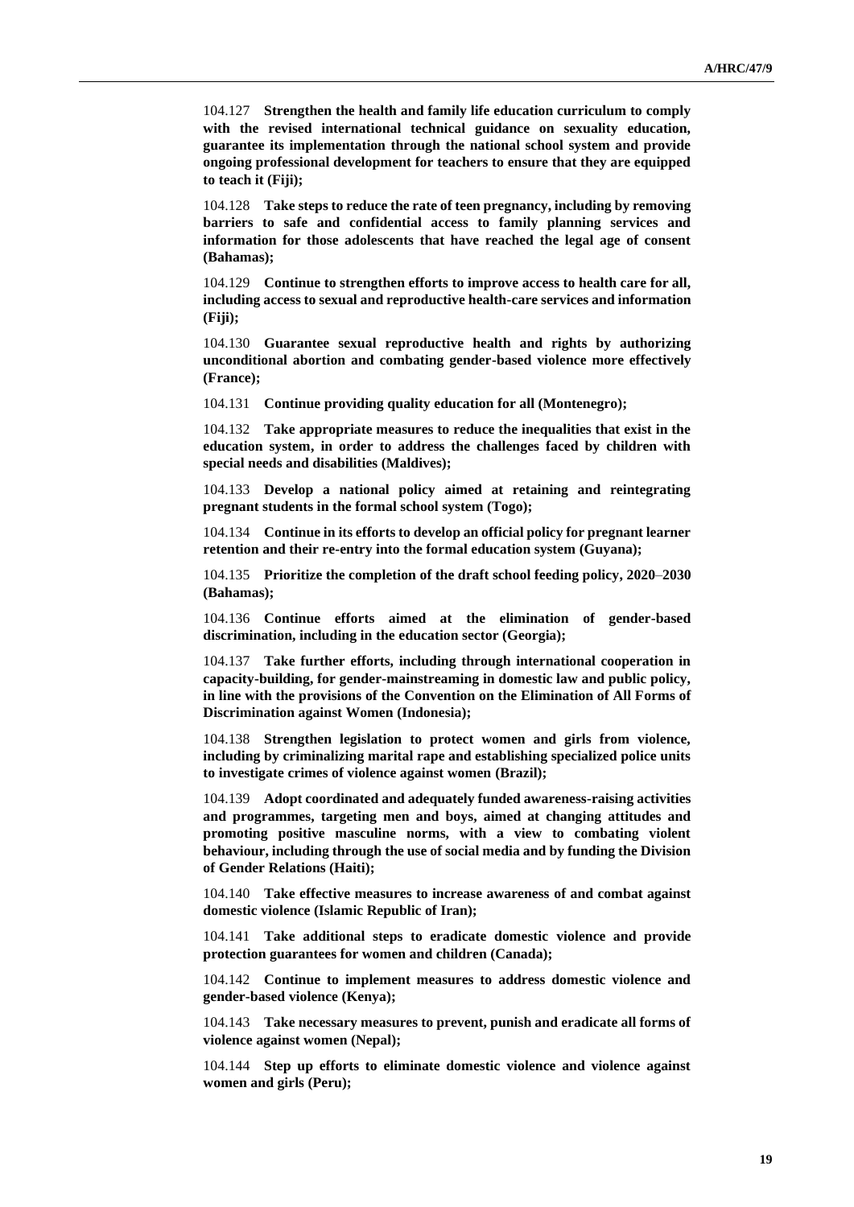104.127 **Strengthen the health and family life education curriculum to comply with the revised international technical guidance on sexuality education, guarantee its implementation through the national school system and provide ongoing professional development for teachers to ensure that they are equipped to teach it (Fiji);**

104.128 **Take steps to reduce the rate of teen pregnancy, including by removing barriers to safe and confidential access to family planning services and information for those adolescents that have reached the legal age of consent (Bahamas);**

104.129 **Continue to strengthen efforts to improve access to health care for all, including access to sexual and reproductive health-care services and information (Fiji);**

104.130 **Guarantee sexual reproductive health and rights by authorizing unconditional abortion and combating gender-based violence more effectively (France);**

104.131 **Continue providing quality education for all (Montenegro);**

104.132 **Take appropriate measures to reduce the inequalities that exist in the education system, in order to address the challenges faced by children with special needs and disabilities (Maldives);**

104.133 **Develop a national policy aimed at retaining and reintegrating pregnant students in the formal school system (Togo);**

104.134 **Continue in its efforts to develop an official policy for pregnant learner retention and their re-entry into the formal education system (Guyana);**

104.135 **Prioritize the completion of the draft school feeding policy, 2020–2030 (Bahamas);**

104.136 **Continue efforts aimed at the elimination of gender-based discrimination, including in the education sector (Georgia);**

104.137 **Take further efforts, including through international cooperation in capacity-building, for gender-mainstreaming in domestic law and public policy, in line with the provisions of the Convention on the Elimination of All Forms of Discrimination against Women (Indonesia);**

104.138 **Strengthen legislation to protect women and girls from violence, including by criminalizing marital rape and establishing specialized police units to investigate crimes of violence against women (Brazil);**

104.139 **Adopt coordinated and adequately funded awareness-raising activities and programmes, targeting men and boys, aimed at changing attitudes and promoting positive masculine norms, with a view to combating violent behaviour, including through the use of social media and by funding the Division of Gender Relations (Haiti);**

104.140 **Take effective measures to increase awareness of and combat against domestic violence (Islamic Republic of Iran);**

104.141 **Take additional steps to eradicate domestic violence and provide protection guarantees for women and children (Canada);**

104.142 **Continue to implement measures to address domestic violence and gender-based violence (Kenya);**

104.143 **Take necessary measures to prevent, punish and eradicate all forms of violence against women (Nepal);**

104.144 **Step up efforts to eliminate domestic violence and violence against women and girls (Peru);**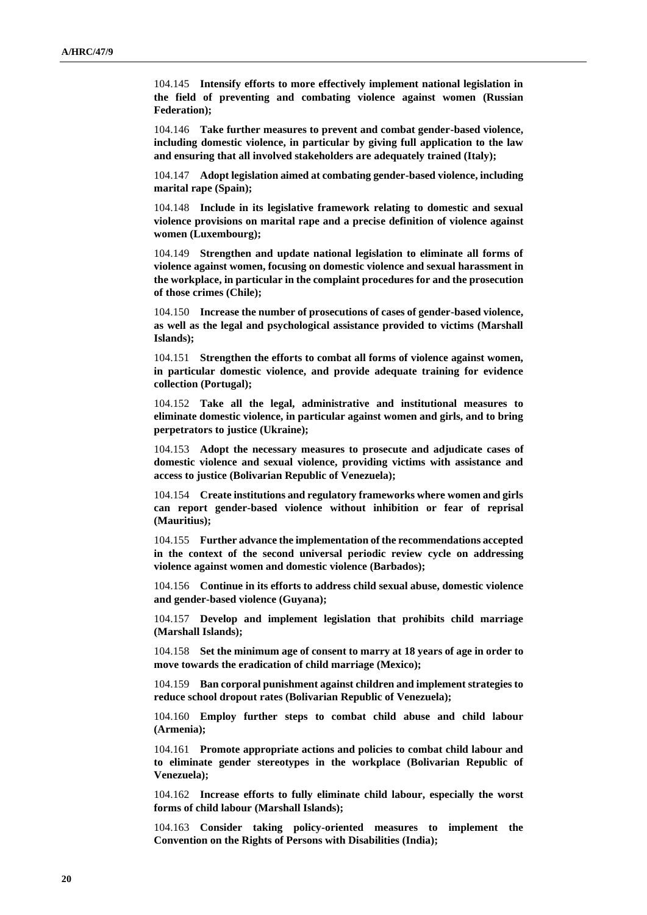104.145 **Intensify efforts to more effectively implement national legislation in the field of preventing and combating violence against women (Russian Federation);**

104.146 **Take further measures to prevent and combat gender-based violence, including domestic violence, in particular by giving full application to the law and ensuring that all involved stakeholders are adequately trained (Italy);**

104.147 **Adopt legislation aimed at combating gender-based violence, including marital rape (Spain);**

104.148 **Include in its legislative framework relating to domestic and sexual violence provisions on marital rape and a precise definition of violence against women (Luxembourg);**

104.149 **Strengthen and update national legislation to eliminate all forms of violence against women, focusing on domestic violence and sexual harassment in the workplace, in particular in the complaint procedures for and the prosecution of those crimes (Chile);**

104.150 **Increase the number of prosecutions of cases of gender-based violence, as well as the legal and psychological assistance provided to victims (Marshall Islands);**

104.151 **Strengthen the efforts to combat all forms of violence against women, in particular domestic violence, and provide adequate training for evidence collection (Portugal);**

104.152 **Take all the legal, administrative and institutional measures to eliminate domestic violence, in particular against women and girls, and to bring perpetrators to justice (Ukraine);**

104.153 **Adopt the necessary measures to prosecute and adjudicate cases of domestic violence and sexual violence, providing victims with assistance and access to justice (Bolivarian Republic of Venezuela);**

104.154 **Create institutions and regulatory frameworks where women and girls can report gender-based violence without inhibition or fear of reprisal (Mauritius);**

104.155 **Further advance the implementation of the recommendations accepted in the context of the second universal periodic review cycle on addressing violence against women and domestic violence (Barbados);**

104.156 **Continue in its efforts to address child sexual abuse, domestic violence and gender-based violence (Guyana);**

104.157 **Develop and implement legislation that prohibits child marriage (Marshall Islands);**

104.158 **Set the minimum age of consent to marry at 18 years of age in order to move towards the eradication of child marriage (Mexico);**

104.159 **Ban corporal punishment against children and implement strategies to reduce school dropout rates (Bolivarian Republic of Venezuela);**

104.160 **Employ further steps to combat child abuse and child labour (Armenia);**

104.161 **Promote appropriate actions and policies to combat child labour and to eliminate gender stereotypes in the workplace (Bolivarian Republic of Venezuela);**

104.162 **Increase efforts to fully eliminate child labour, especially the worst forms of child labour (Marshall Islands);**

104.163 **Consider taking policy-oriented measures to implement the Convention on the Rights of Persons with Disabilities (India);**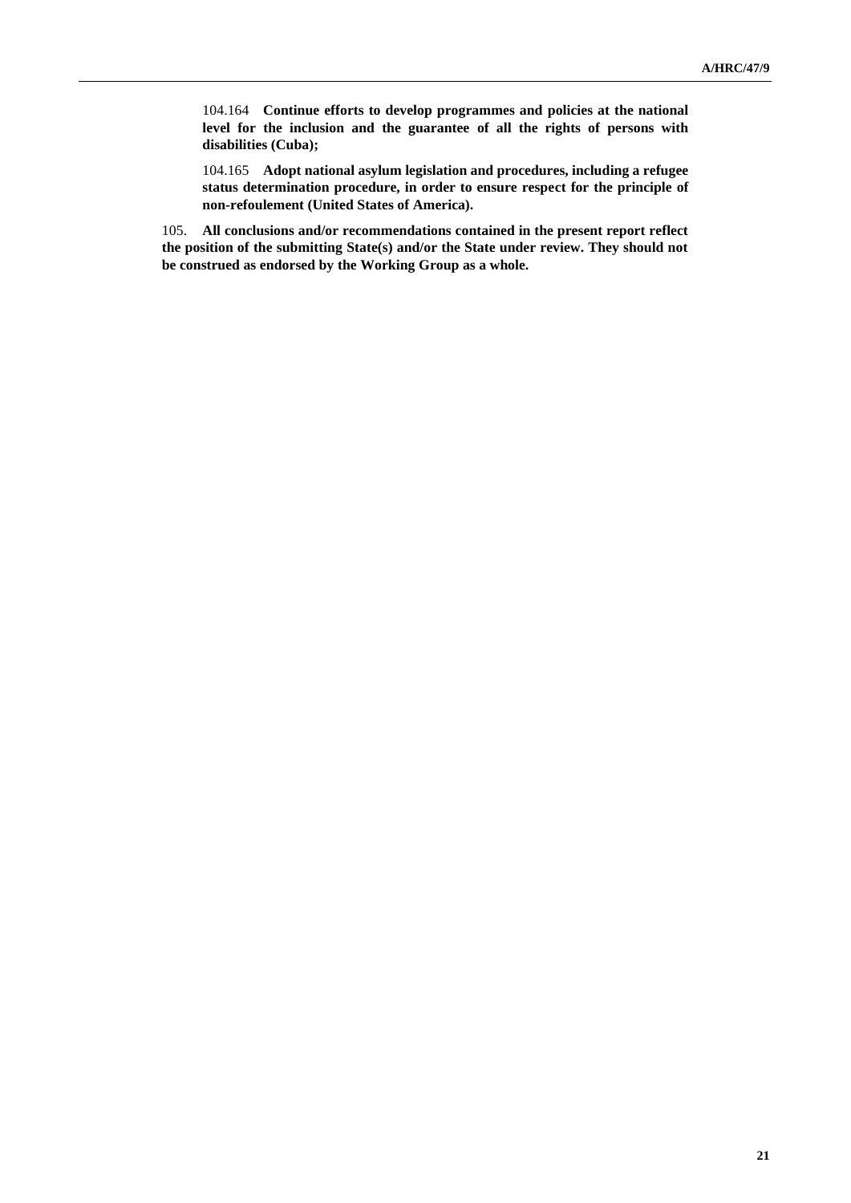104.164 **Continue efforts to develop programmes and policies at the national level for the inclusion and the guarantee of all the rights of persons with disabilities (Cuba);**

104.165 **Adopt national asylum legislation and procedures, including a refugee status determination procedure, in order to ensure respect for the principle of non-refoulement (United States of America).**

105. **All conclusions and/or recommendations contained in the present report reflect the position of the submitting State(s) and/or the State under review. They should not be construed as endorsed by the Working Group as a whole.**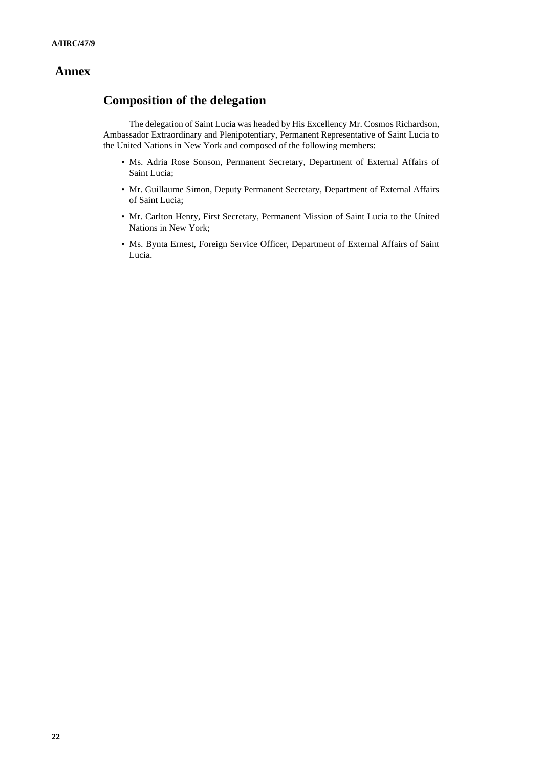# Annex

## Composition of the delegation

The delegation of Saint Lucia was headed by His Excellency Mr. Cosmos Richardson, Ambassador Extraordinary and Plenipotentiary, Permanent Representative of Saint Lucia to the United Nations in New York and composed of the following members:

- Ms. Adria Rose Sonson, Permanent Secretary, Department of External Affairs of Saint Lucia;
- Mr. Guillaume Simon, Deputy Permanent Secretary, Department of External Affairs of Saint Lucia;
- Mr. Carlton Henry, First Secretary, Permanent Mission of Saint Lucia to the United Nations in New York;
- Ms. Bynta Ernest, Foreign Service Officer, Department of External Affairs of Saint Lucia.